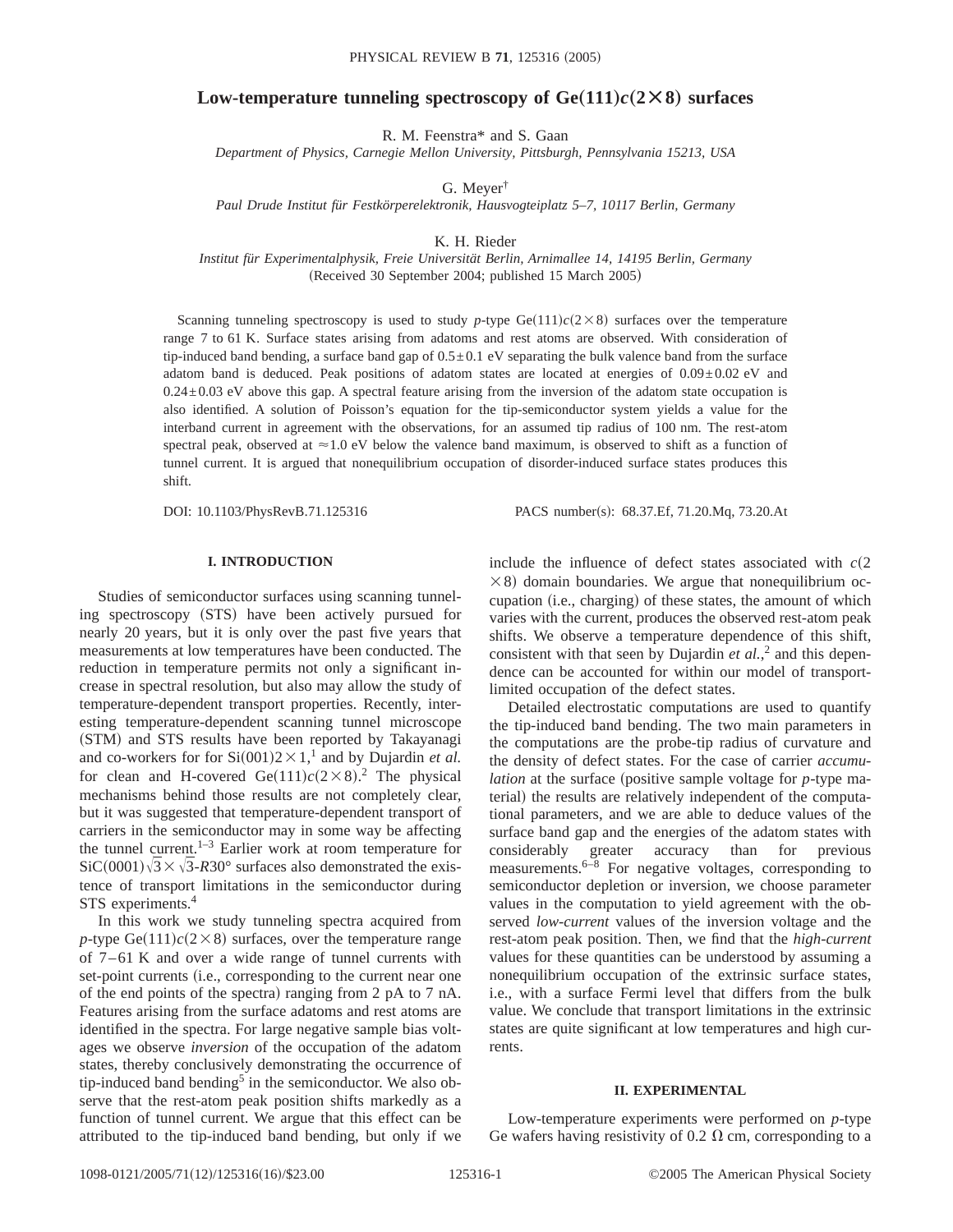# Low-temperature tunneling spectroscopy of Ge(111)$c(2\times8)$ surfaces

R. M. Feenstra* and S. Gaan

*Department of Physics, Carnegie Mellon University, Pittsburgh, Pennsylvania 15213, USA*

G. Meyer†

*Paul Drude Institut für Festkörperelektronik, Hausvogteiplatz 5–7, 10117 Berlin, Germany*

K. H. Rieder

*Institut für Experimentalphysik, Freie Universität Berlin, Arnimallee 14, 14195 Berlin, Germany*

(Received 30 September 2004; published 15 March 2005)

Scanning tunneling spectroscopy is used to study *p*-type Ge(111)$c(2\times8)$ surfaces over the temperature range 7 to 61 K. Surface states arising from adatoms and rest atoms are observed. With consideration of tip-induced band bending, a surface band gap of $0.5\pm0.1$ eV separating the bulk valence band from the surface adatom band is deduced. Peak positions of adatom states are located at energies of $0.09\pm0.02$ eV and $0.24\pm0.03$ eV above this gap. A spectral feature arising from the inversion of the adatom state occupation is also identified. A solution of Poisson's equation for the tip-semiconductor system yields a value for the interband current in agreement with the observations, for an assumed tip radius of 100 nm. The rest-atom spectral peak, observed at $\approx1.0$ eV below the valence band maximum, is observed to shift as a function of tunnel current. It is argued that nonequilibrium occupation of disorder-induced surface states produces this shift.

DOI: 10.1103/PhysRevB.71.125316 PACS number(s): 68.37.Ef, 71.20.Mq, 73.20.At

## I. INTRODUCTION

Studies of semiconductor surfaces using scanning tunneling spectroscopy (STS) have been actively pursued for nearly 20 years, but it is only over the past five years that measurements at low temperatures have been conducted. The reduction in temperature permits not only a significant increase in spectral resolution, but also may allow the study of temperature-dependent transport properties. Recently, interesting temperature-dependent scanning tunnel microscope (STM) and STS results have been reported by Takayanagi and co-workers for for Si(001)$2\times1$,[1] and by Dujardin *et al.* for clean and H-covered Ge(111)$c(2\times8)$.[2] The physical mechanisms behind those results are not completely clear, but it was suggested that temperature-dependent transport of carriers in the semiconductor may in some way be affecting the tunnel current.[1–3] Earlier work at room temperature for SiC(0001)$\sqrt{3}\times\sqrt{3}$-$R30°$ surfaces also demonstrated the existence of transport limitations in the semiconductor during STS experiments.[4]

In this work we study tunneling spectra acquired from *p*-type Ge(111)$c(2\times8)$ surfaces, over the temperature range of 7–61 K and over a wide range of tunnel currents with set-point currents (i.e., corresponding to the current near one of the end points of the spectra) ranging from 2 pA to 7 nA. Features arising from the surface adatoms and rest atoms are identified in the spectra. For large negative sample bias voltages we observe *inversion* of the occupation of the adatom states, thereby conclusively demonstrating the occurrence of tip-induced band bending[5] in the semiconductor. We also observe that the rest-atom peak position shifts markedly as a function of tunnel current. We argue that this effect can be attributed to the tip-induced band bending, but only if we include the influence of defect states associated with $c(2\times8)$ domain boundaries. We argue that nonequilibrium occupation (i.e., charging) of these states, the amount of which varies with the current, produces the observed rest-atom peak shifts. We observe a temperature dependence of this shift, consistent with that seen by Dujardin *et al.*,[2] and this dependence can be accounted for within our model of transport-limited occupation of the defect states.

Detailed electrostatic computations are used to quantify the tip-induced band bending. The two main parameters in the computations are the probe-tip radius of curvature and the density of defect states. For the case of carrier *accumulation* at the surface (positive sample voltage for *p*-type material) the results are relatively independent of the computational parameters, and we are able to deduce values of the surface band gap and the energies of the adatom states with considerably greater accuracy than for previous measurements.[6–8] For negative voltages, corresponding to semiconductor depletion or inversion, we choose parameter values in the computation to yield agreement with the observed *low-current* values of the inversion voltage and the rest-atom peak position. Then, we find that the *high-current* values for these quantities can be understood by assuming a nonequilibrium occupation of the extrinsic surface states, i.e., with a surface Fermi level that differs from the bulk value. We conclude that transport limitations in the extrinsic states are quite significant at low temperatures and high currents.

## II. EXPERIMENTAL

Low-temperature experiments were performed on *p*-type Ge wafers having resistivity of 0.2 Ω cm, corresponding to a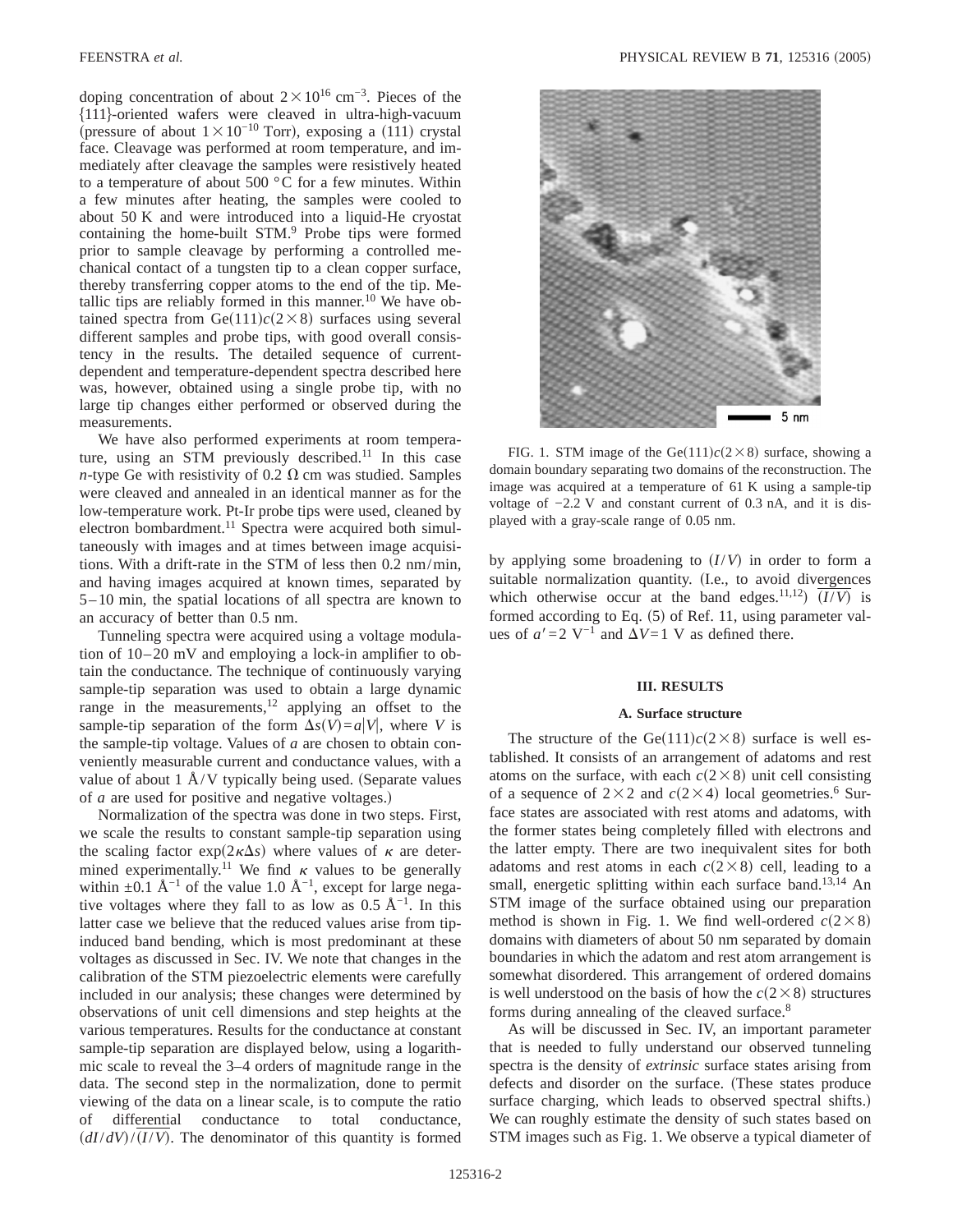doping concentration of about $2\times10^{16}$ cm$^{-3}$. Pieces of the {111}-oriented wafers were cleaved in ultra-high-vacuum (pressure of about $1\times10^{-10}$ Torr), exposing a (111) crystal face. Cleavage was performed at room temperature, and immediately after cleavage the samples were resistively heated to a temperature of about 500 °C for a few minutes. Within a few minutes after heating, the samples were cooled to about 50 K and were introduced into a liquid-He cryostat containing the home-built STM.[9] Probe tips were formed prior to sample cleavage by performing a controlled mechanical contact of a tungsten tip to a clean copper surface, thereby transferring copper atoms to the end of the tip. Metallic tips are reliably formed in this manner.[10] We have obtained spectra from Ge(111)$c(2\times8)$ surfaces using several different samples and probe tips, with good overall consistency in the results. The detailed sequence of current-dependent and temperature-dependent spectra described here was, however, obtained using a single probe tip, with no large tip changes either performed or observed during the measurements.

We have also performed experiments at room temperature, using an STM previously described.[11] In this case $n$-type Ge with resistivity of 0.2 Ω cm was studied. Samples were cleaved and annealed in an identical manner as for the low-temperature work. Pt-Ir probe tips were used, cleaned by electron bombardment.[11] Spectra were acquired both simultaneously with images and at times between image acquisitions. With a drift-rate in the STM of less then 0.2 nm/min, and having images acquired at known times, separated by 5–10 min, the spatial locations of all spectra are known to an accuracy of better than 0.5 nm.

Tunneling spectra were acquired using a voltage modulation of 10–20 mV and employing a lock-in amplifier to obtain the conductance. The technique of continuously varying sample-tip separation was used to obtain a large dynamic range in the measurements,[12] applying an offset to the sample-tip separation of the form $\Delta s(V)=a|V|$, where $V$ is the sample-tip voltage. Values of $a$ are chosen to obtain conveniently measurable current and conductance values, with a value of about 1 Å/V typically being used. (Separate values of $a$ are used for positive and negative voltages.)

Normalization of the spectra was done in two steps. First, we scale the results to constant sample-tip separation using the scaling factor $\exp(2\kappa\Delta s)$ where values of $\kappa$ are determined experimentally.[11] We find $\kappa$ values to be generally within $\pm0.1$ Å$^{-1}$ of the value 1.0 Å$^{-1}$, except for large negative voltages where they fall to as low as 0.5 Å$^{-1}$. In this latter case we believe that the reduced values arise from tip-induced band bending, which is most predominant at these voltages as discussed in Sec. IV. We note that changes in the calibration of the STM piezoelectric elements were carefully included in our analysis; these changes were determined by observations of unit cell dimensions and step heights at the various temperatures. Results for the conductance at constant sample-tip separation are displayed below, using a logarithmic scale to reveal the 3–4 orders of magnitude range in the data. The second step in the normalization, done to permit viewing of the data on a linear scale, is to compute the ratio of differential conductance to total conductance, $(dI/dV)/\overline{(I/V)}$. The denominator of this quantity is formed by applying some broadening to $(I/V)$ in order to form a suitable normalization quantity. (I.e., to avoid divergences which otherwise occur at the band edges.[11,12]) $\overline{(I/V)}$ is formed according to Eq. (5) of Ref. 11, using parameter values of $a'=2$ V$^{-1}$ and $\Delta V=1$ V as defined there.

5 nm

FIG. 1. STM image of the Ge(111)$c(2\times8)$ surface, showing a domain boundary separating two domains of the reconstruction. The image was acquired at a temperature of 61 K using a sample-tip voltage of −2.2 V and constant current of 0.3 nA, and it is displayed with a gray-scale range of 0.05 nm.

## III. RESULTS

### A. Surface structure

The structure of the Ge(111)$c(2\times8)$ surface is well established. It consists of an arrangement of adatoms and rest atoms on the surface, with each $c(2\times8)$ unit cell consisting of a sequence of $2\times2$ and $c(2\times4)$ local geometries.[6] Surface states are associated with rest atoms and adatoms, with the former states being completely filled with electrons and the latter empty. There are two inequivalent sites for both adatoms and rest atoms in each $c(2\times8)$ cell, leading to a small, energetic splitting within each surface band.[13,14] An STM image of the surface obtained using our preparation method is shown in Fig. 1. We find well-ordered $c(2\times8)$ domains with diameters of about 50 nm separated by domain boundaries in which the adatom and rest atom arrangement is somewhat disordered. This arrangement of ordered domains is well understood on the basis of how the $c(2\times8)$ structures forms during annealing of the cleaved surface.[8]

As will be discussed in Sec. IV, an important parameter that is needed to fully understand our observed tunneling spectra is the density of *extrinsic* surface states arising from defects and disorder on the surface. (These states produce surface charging, which leads to observed spectral shifts.) We can roughly estimate the density of such states based on STM images such as Fig. 1. We observe a typical diameter of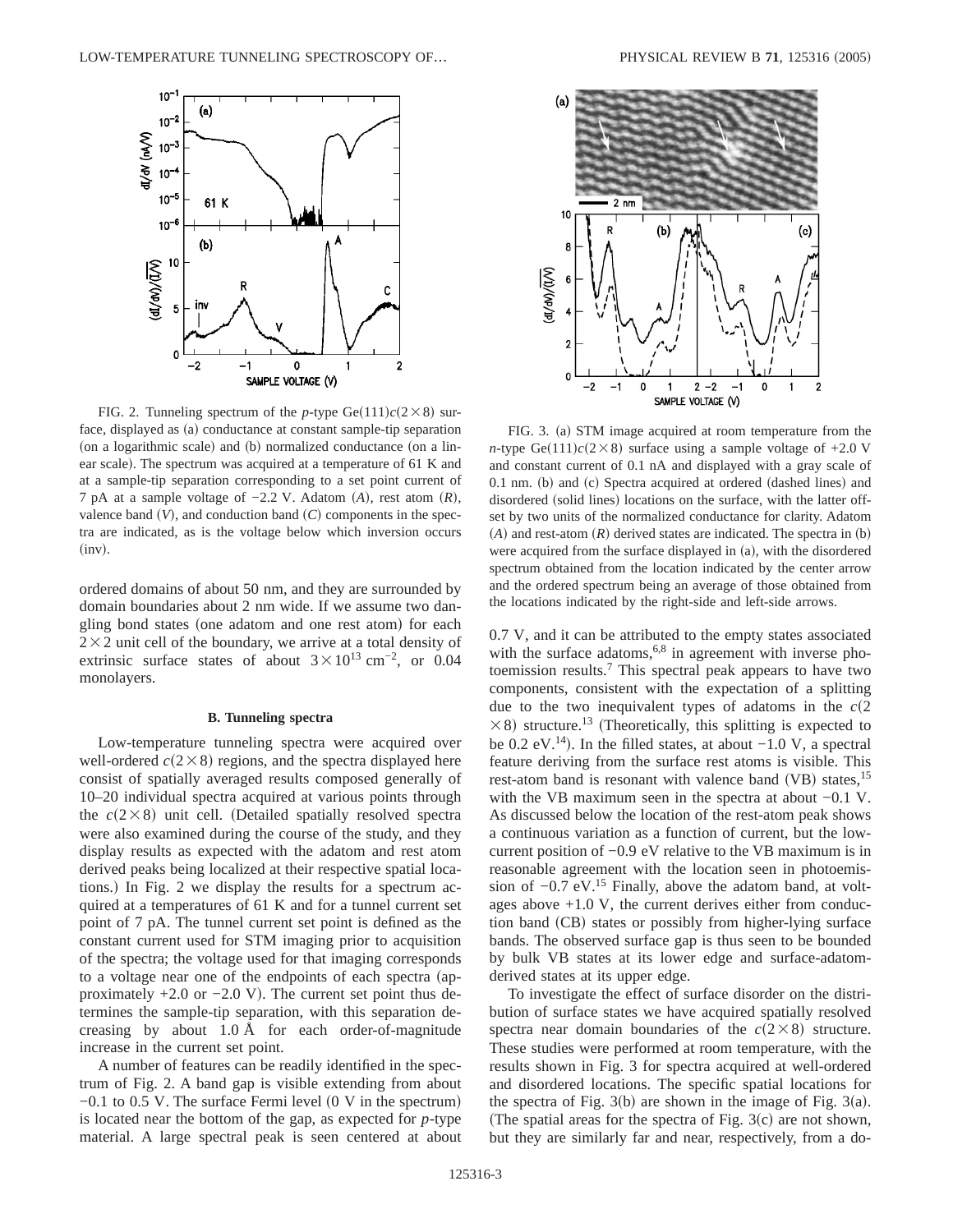(a)

$10^{-1}$
$10^{-2}$
$10^{-3}$
$10^{-4}$
$10^{-5}$
$10^{-6}$

dI/dV (nA/V)

61 K

(b)

$(dI/dV)/(\overline{I/V})$

inv

R

V

A

C

SAMPLE VOLTAGE (V)

FIG. 2. Tunneling spectrum of the *p*-type Ge(111)$c(2\times 8)$ surface, displayed as (a) conductance at constant sample-tip separation (on a logarithmic scale) and (b) normalized conductance (on a linear scale). The spectrum was acquired at a temperature of 61 K and at a sample-tip separation corresponding to a set point current of 7 pA at a sample voltage of −2.2 V. Adatom (*A*), rest atom (*R*), valence band (*V*), and conduction band (*C*) components in the spectra are indicated, as is the voltage below which inversion occurs (inv).

ordered domains of about 50 nm, and they are surrounded by domain boundaries about 2 nm wide. If we assume two dangling bond states (one adatom and one rest atom) for each $2\times 2$ unit cell of the boundary, we arrive at a total density of extrinsic surface states of about $3\times 10^{13}$ cm$^{-2}$, or 0.04 monolayers.

### B. Tunneling spectra

Low-temperature tunneling spectra were acquired over well-ordered $c(2\times 8)$ regions, and the spectra displayed here consist of spatially averaged results composed generally of 10–20 individual spectra acquired at various points through the $c(2\times 8)$ unit cell. (Detailed spatially resolved spectra were also examined during the course of the study, and they display results as expected with the adatom and rest atom derived peaks being localized at their respective spatial locations.) In Fig. 2 we display the results for a spectrum acquired at a temperatures of 61 K and for a tunnel current set point of 7 pA. The tunnel current set point is defined as the constant current used for STM imaging prior to acquisition of the spectra; the voltage used for that imaging corresponds to a voltage near one of the endpoints of each spectra (approximately +2.0 or −2.0 V). The current set point thus determines the sample-tip separation, with this separation decreasing by about 1.0 Å for each order-of-magnitude increase in the current set point.

A number of features can be readily identified in the spectrum of Fig. 2. A band gap is visible extending from about −0.1 to 0.5 V. The surface Fermi level (0 V in the spectrum) is located near the bottom of the gap, as expected for *p*-type material. A large spectral peak is seen centered at about

(a)

2 nm

(b)

(c)

$(dI/dV)/(\overline{I/V})$

SAMPLE VOLTAGE (V)

FIG. 3. (a) STM image acquired at room temperature from the *n*-type Ge(111)$c(2\times 8)$ surface using a sample voltage of +2.0 V and constant current of 0.1 nA and displayed with a gray scale of 0.1 nm. (b) and (c) Spectra acquired at ordered (dashed lines) and disordered (solid lines) locations on the surface, with the latter offset by two units of the normalized conductance for clarity. Adatom (*A*) and rest-atom (*R*) derived states are indicated. The spectra in (b) were acquired from the surface displayed in (a), with the disordered spectrum obtained from the location indicated by the center arrow and the ordered spectrum being an average of those obtained from the locations indicated by the right-side and left-side arrows.

0.7 V, and it can be attributed to the empty states associated with the surface adatoms,[6,8] in agreement with inverse photoemission results.[7] This spectral peak appears to have two components, consistent with the expectation of a splitting due to the two inequivalent types of adatoms in the $c(2\times 8)$ structure.[13] (Theoretically, this splitting is expected to be 0.2 eV.[14]). In the filled states, at about −1.0 V, a spectral feature deriving from the surface rest atoms is visible. This rest-atom band is resonant with valence band (VB) states,[15] with the VB maximum seen in the spectra at about −0.1 V. As discussed below the location of the rest-atom peak shows a continuous variation as a function of current, but the low-current position of −0.9 eV relative to the VB maximum is in reasonable agreement with the location seen in photoemission of −0.7 eV.[15] Finally, above the adatom band, at voltages above +1.0 V, the current derives either from conduction band (CB) states or possibly from higher-lying surface bands. The observed surface gap is thus seen to be bounded by bulk VB states at its lower edge and surface-adatom-derived states at its upper edge.

To investigate the effect of surface disorder on the distribution of surface states we have acquired spatially resolved spectra near domain boundaries of the $c(2\times 8)$ structure. These studies were performed at room temperature, with the results shown in Fig. 3 for spectra acquired at well-ordered and disordered locations. The specific spatial locations for the spectra of Fig. 3(b) are shown in the image of Fig. 3(a). (The spatial areas for the spectra of Fig. 3(c) are not shown, but they are similarly far and near, respectively, from a do-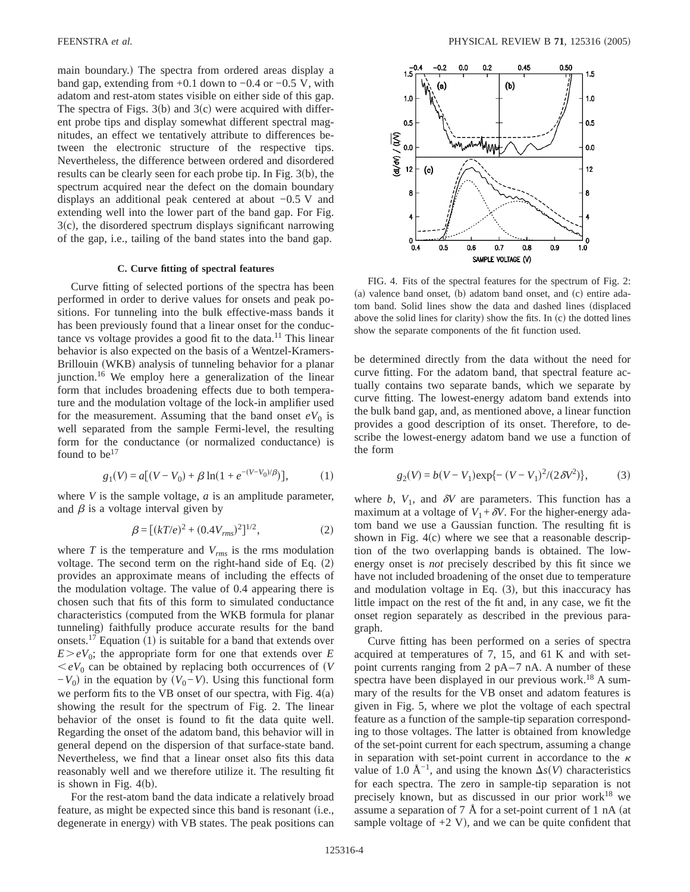main boundary.) The spectra from ordered areas display a band gap, extending from +0.1 down to −0.4 or −0.5 V, with adatom and rest-atom states visible on either side of this gap. The spectra of Figs. 3(b) and 3(c) were acquired with different probe tips and display somewhat different spectral magnitudes, an effect we tentatively attribute to differences between the electronic structure of the respective tips. Nevertheless, the difference between ordered and disordered results can be clearly seen for each probe tip. In Fig. 3(b), the spectrum acquired near the defect on the domain boundary displays an additional peak centered at about −0.5 V and extending well into the lower part of the band gap. For Fig. 3(c), the disordered spectrum displays significant narrowing of the gap, i.e., tailing of the band states into the band gap.

### C. Curve fitting of spectral features

Curve fitting of selected portions of the spectra has been performed in order to derive values for onsets and peak positions. For tunneling into the bulk effective-mass bands it has been previously found that a linear onset for the conductance vs voltage provides a good fit to the data.[11] This linear behavior is also expected on the basis of a Wentzel-Kramers-Brillouin (WKB) analysis of tunneling behavior for a planar junction.[16] We employ here a generalization of the linear form that includes broadening effects due to both temperature and the modulation voltage of the lock-in amplifier used for the measurement. Assuming that the band onset $eV_0$ is well separated from the sample Fermi-level, the resulting form for the conductance (or normalized conductance) is found to be[17]

$$g_1(V) = a[(V - V_0) + \beta \ln(1 + e^{-(V-V_0)/\beta})], \qquad (1)$$

where $V$ is the sample voltage, $a$ is an amplitude parameter, and $\beta$ is a voltage interval given by

$$\beta = [(kT/e)^2 + (0.4V_{rms})^2]^{1/2}, \qquad (2)$$

where $T$ is the temperature and $V_{rms}$ is the rms modulation voltage. The second term on the right-hand side of Eq. (2) provides an approximate means of including the effects of the modulation voltage. The value of 0.4 appearing there is chosen such that fits of this form to simulated conductance characteristics (computed from the WKB formula for planar tunneling) faithfully produce accurate results for the band onsets.[17] Equation (1) is suitable for a band that extends over $E > eV_0$; the appropriate form for one that extends over $E < eV_0$ can be obtained by replacing both occurrences of $(V - V_0)$ in the equation by $(V_0 - V)$. Using this functional form we perform fits to the VB onset of our spectra, with Fig. 4(a) showing the result for the spectrum of Fig. 2. The linear behavior of the onset is found to fit the data quite well. Regarding the onset of the adatom band, this behavior will in general depend on the dispersion of that surface-state band. Nevertheless, we find that a linear onset also fits this data reasonably well and we therefore utilize it. The resulting fit is shown in Fig. 4(b).

For the rest-atom band the data indicate a relatively broad feature, as might be expected since this band is resonant (i.e., degenerate in energy) with VB states. The peak positions can be determined directly from the data without the need for curve fitting. For the adatom band, that spectral feature actually contains two separate bands, which we separate by curve fitting. The lowest-energy adatom band extends into the bulk band gap, and, as mentioned above, a linear function provides a good description of its onset. Therefore, to describe the lowest-energy adatom band we use a function of the form

$$g_2(V) = b(V - V_1)\exp\{-(V - V_1)^2/(2\delta V^2)\}, \qquad (3)$$

where $b$, $V_1$, and $\delta V$ are parameters. This function has a maximum at a voltage of $V_1 + \delta V$. For the higher-energy adatom band we use a Gaussian function. The resulting fit is shown in Fig. 4(c) where we see that a reasonable description of the two overlapping bands is obtained. The low-energy onset is *not* precisely described by this fit since we have not included broadening of the onset due to temperature and modulation voltage in Eq. (3), but this inaccuracy has little impact on the rest of the fit and, in any case, we fit the onset region separately as described in the previous paragraph.

Curve fitting has been performed on a series of spectra acquired at temperatures of 7, 15, and 61 K and with setpoint currents ranging from 2 pA–7 nA. A number of these spectra have been displayed in our previous work.[18] A summary of the results for the VB onset and adatom features is given in Fig. 5, where we plot the voltage of each spectral feature as a function of the sample-tip separation corresponding to those voltages. The latter is obtained from knowledge of the set-point current for each spectrum, assuming a change in separation with set-point current in accordance to the $\kappa$ value of 1.0 Å$^{-1}$, and using the known $\Delta s(V)$ characteristics for each spectra. The zero in sample-tip separation is not precisely known, but as discussed in our prior work[18] we assume a separation of 7 Å for a set-point current of 1 nA (at sample voltage of +2 V), and we can be quite confident that

−0.4 −0.2 0.0 0.2 0.45 0.50
(a) (b) (c)
(dI/dV) / $\overline{(I/V)}$
SAMPLE VOLTAGE (V)

FIG. 4. Fits of the spectral features for the spectrum of Fig. 2: (a) valence band onset, (b) adatom band onset, and (c) entire adatom band. Solid lines show the data and dashed lines (displaced above the solid lines for clarity) show the fits. In (c) the dotted lines show the separate components of the fit function used.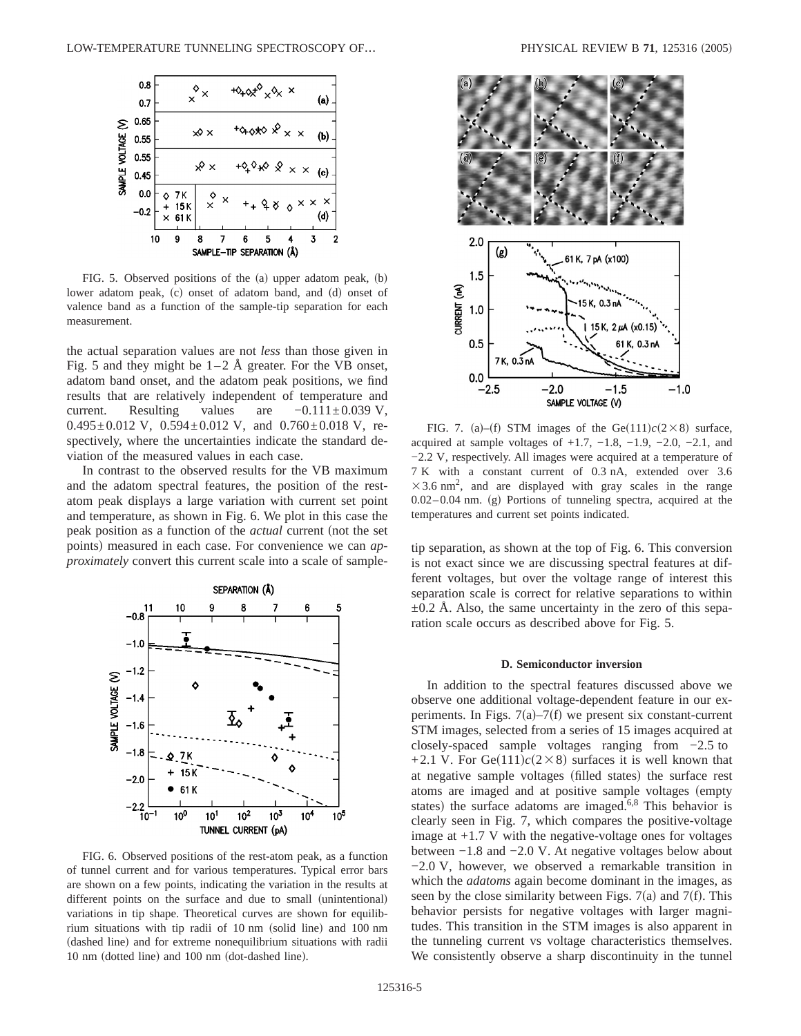SAMPLE VOLTAGE (V)

0.8
0.7
(a)
0.65
0.55
(b)
0.55
0.45
(c)
0.0
−0.2
(d)
◇ 7 K
+ 15 K
× 61 K

10 9 8 7 6 5 4 3 2
SAMPLE–TIP SEPARATION (Å)

FIG. 5. Observed positions of the (a) upper adatom peak, (b) lower adatom peak, (c) onset of adatom band, and (d) onset of valence band as a function of the sample-tip separation for each measurement.

the actual separation values are not *less* than those given in Fig. 5 and they might be 1–2 Å greater. For the VB onset, adatom band onset, and the adatom peak positions, we find results that are relatively independent of temperature and current. Resulting values are $-0.111\pm0.039$ V, $0.495\pm0.012$ V, $0.594\pm0.012$ V, and $0.760\pm0.018$ V, respectively, where the uncertainties indicate the standard deviation of the measured values in each case.

In contrast to the observed results for the VB maximum and the adatom spectral features, the position of the rest-atom peak displays a large variation with current set point and temperature, as shown in Fig. 6. We plot in this case the peak position as a function of the *actual* current (not the set points) measured in each case. For convenience we can *approximately* convert this current scale into a scale of sample-tip separation, as shown at the top of Fig. 6. This conversion is not exact since we are discussing spectral features at different voltages, but over the voltage range of interest this separation scale is correct for relative separations to within ±0.2 Å. Also, the same uncertainty in the zero of this separation scale occurs as described above for Fig. 5.

SEPARATION (Å)
11 10 9 8 7 6 5
SAMPLE VOLTAGE (V)
−0.8
−1.0
−1.2
−1.4
−1.6
−1.8
−2.0
−2.2
◇ 7 K
+ 15 K
● 61 K
$10^{-1}$ $10^{0}$ $10^{1}$ $10^{2}$ $10^{3}$ $10^{4}$ $10^{5}$
TUNNEL CURRENT (pA)

FIG. 6. Observed positions of the rest-atom peak, as a function of tunnel current and for various temperatures. Typical error bars are shown on a few points, indicating the variation in the results at different points on the surface and due to small (unintentional) variations in tip shape. Theoretical curves are shown for equilibrium situations with tip radii of 10 nm (solid line) and 100 nm (dashed line) and for extreme nonequilibrium situations with radii 10 nm (dotted line) and 100 nm (dot-dashed line).

(a) (b) (c)
(d) (e) (f)

(g)
CURRENT (nA)
2.0
1.5
1.0
0.5
0.0
61 K, 7 pA (x100)
15 K, 0.3 nA
15 K, 2 μA (x0.15)
61 K, 0.3 nA
7 K, 0.3 nA
−2.5 −2.0 −1.5 −1.0
SAMPLE VOLTAGE (V)

FIG. 7. (a)–(f) STM images of the Ge(111)$c(2\times8)$ surface, acquired at sample voltages of +1.7, −1.8, −1.9, −2.0, −2.1, and −2.2 V, respectively. All images were acquired at a temperature of 7 K with a constant current of 0.3 nA, extended over 3.6 $\times$ 3.6 $\text{nm}^2$, and are displayed with gray scales in the range 0.02–0.04 nm. (g) Portions of tunneling spectra, acquired at the temperatures and current set points indicated.

### D. Semiconductor inversion

In addition to the spectral features discussed above we observe one additional voltage-dependent feature in our experiments. In Figs. 7(a)–7(f) we present six constant-current STM images, selected from a series of 15 images acquired at closely-spaced sample voltages ranging from −2.5 to +2.1 V. For Ge(111)$c(2\times8)$ surfaces it is well known that at negative sample voltages (filled states) the surface rest atoms are imaged and at positive sample voltages (empty states) the surface adatoms are imaged.[6,8] This behavior is clearly seen in Fig. 7, which compares the positive-voltage image at +1.7 V with the negative-voltage ones for voltages between −1.8 and −2.0 V. At negative voltages below about −2.0 V, however, we observed a remarkable transition in which the *adatoms* again become dominant in the images, as seen by the close similarity between Figs. 7(a) and 7(f). This behavior persists for negative voltages with larger magnitudes. This transition in the STM images is also apparent in the tunneling current vs voltage characteristics themselves. We consistently observe a sharp discontinuity in the tunnel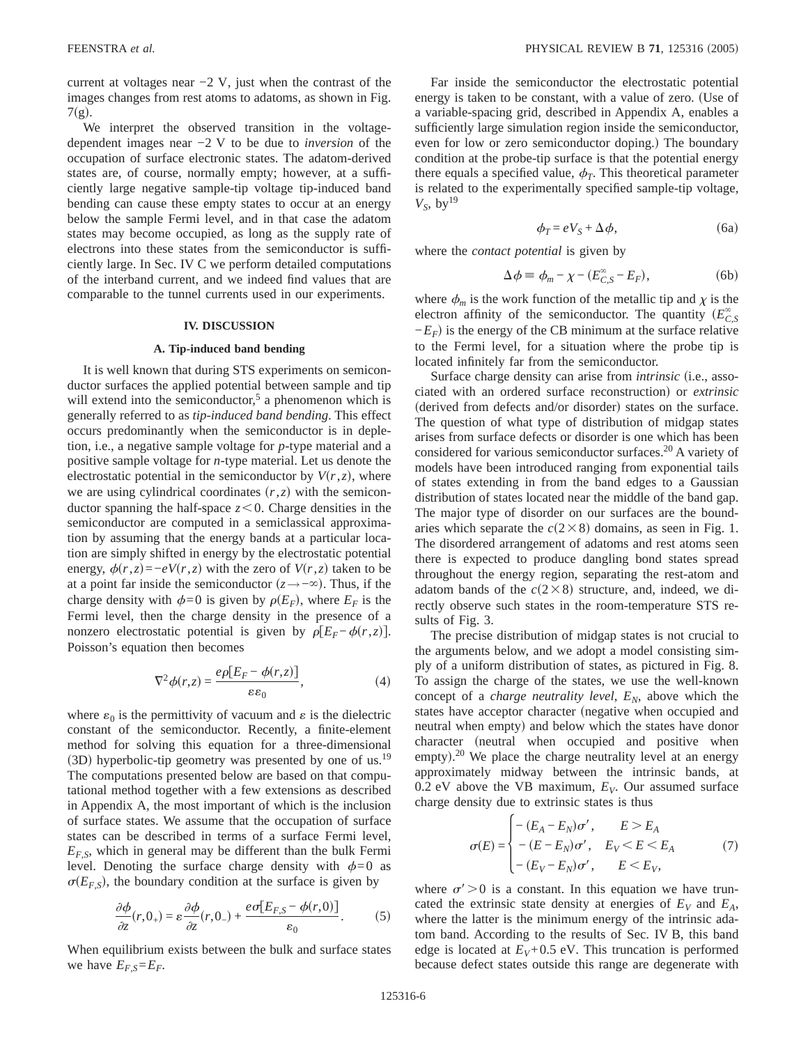current at voltages near −2 V, just when the contrast of the images changes from rest atoms to adatoms, as shown in Fig. 7(g).

We interpret the observed transition in the voltage-dependent images near −2 V to be due to *inversion* of the occupation of surface electronic states. The adatom-derived states are, of course, normally empty; however, at a sufficiently large negative sample-tip voltage tip-induced band bending can cause these empty states to occur at an energy below the sample Fermi level, and in that case the adatom states may become occupied, as long as the supply rate of electrons into these states from the semiconductor is sufficiently large. In Sec. IV C we perform detailed computations of the interband current, and we indeed find values that are comparable to the tunnel currents used in our experiments.

## IV. DISCUSSION

### A. Tip-induced band bending

It is well known that during STS experiments on semiconductor surfaces the applied potential between sample and tip will extend into the semiconductor,[5] a phenomenon which is generally referred to as *tip-induced band bending*. This effect occurs predominantly when the semiconductor is in depletion, i.e., a negative sample voltage for *p*-type material and a positive sample voltage for *n*-type material. Let us denote the electrostatic potential in the semiconductor by $V(r,z)$, where we are using cylindrical coordinates $(r,z)$ with the semiconductor spanning the half-space $z<0$. Charge densities in the semiconductor are computed in a semiclassical approximation by assuming that the energy bands at a particular location are simply shifted in energy by the electrostatic potential energy, $\phi(r,z)=-eV(r,z)$ with the zero of $V(r,z)$ taken to be at a point far inside the semiconductor $(z\to-\infty)$. Thus, if the charge density with $\phi=0$ is given by $\rho(E_F)$, where $E_F$ is the Fermi level, then the charge density in the presence of a nonzero electrostatic potential is given by $\rho[E_F-\phi(r,z)]$. Poisson's equation then becomes

$$\nabla^2\phi(r,z)=\frac{e\rho[E_F-\phi(r,z)]}{\varepsilon\varepsilon_0}, \tag{4}$$

where $\varepsilon_0$ is the permittivity of vacuum and $\varepsilon$ is the dielectric constant of the semiconductor. Recently, a finite-element method for solving this equation for a three-dimensional (3D) hyperbolic-tip geometry was presented by one of us.[19] The computations presented below are based on that computational method together with a few extensions as described in Appendix A, the most important of which is the inclusion of surface states. We assume that the occupation of surface states can be described in terms of a surface Fermi level, $E_{F,S}$, which in general may be different than the bulk Fermi level. Denoting the surface charge density with $\phi=0$ as $\sigma(E_{F,S})$, the boundary condition at the surface is given by

$$\frac{\partial\phi}{\partial z}(r,0_+)=\varepsilon\frac{\partial\phi}{\partial z}(r,0_-)+\frac{e\sigma[E_{F,S}-\phi(r,0)]}{\varepsilon_0}. \tag{5}$$

When equilibrium exists between the bulk and surface states we have $E_{F,S}=E_F$.

Far inside the semiconductor the electrostatic potential energy is taken to be constant, with a value of zero. (Use of a variable-spacing grid, described in Appendix A, enables a sufficiently large simulation region inside the semiconductor, even for low or zero semiconductor doping.) The boundary condition at the probe-tip surface is that the potential energy there equals a specified value, $\phi_T$. This theoretical parameter is related to the experimentally specified sample-tip voltage, $V_S$, by[19]

$$\phi_T=eV_S+\Delta\phi, \tag{6a}$$

where the *contact potential* is given by

$$\Delta\phi\equiv\phi_m-\chi-(E_{C,S}^{\infty}-E_F), \tag{6b}$$

where $\phi_m$ is the work function of the metallic tip and $\chi$ is the electron affinity of the semiconductor. The quantity $(E_{C,S}^{\infty}-E_F)$ is the energy of the CB minimum at the surface relative to the Fermi level, for a situation where the probe tip is located infinitely far from the semiconductor.

Surface charge density can arise from *intrinsic* (i.e., associated with an ordered surface reconstruction) or *extrinsic* (derived from defects and/or disorder) states on the surface. The question of what type of distribution of midgap states arises from surface defects or disorder is one which has been considered for various semiconductor surfaces.[20] A variety of models have been introduced ranging from exponential tails of states extending in from the band edges to a Gaussian distribution of states located near the middle of the band gap. The major type of disorder on our surfaces are the boundaries which separate the $c(2\times8)$ domains, as seen in Fig. 1. The disordered arrangement of adatoms and rest atoms seen there is expected to produce dangling bond states spread throughout the energy region, separating the rest-atom and adatom bands of the $c(2\times8)$ structure, and, indeed, we directly observe such states in the room-temperature STS results of Fig. 3.

The precise distribution of midgap states is not crucial to the arguments below, and we adopt a model consisting simply of a uniform distribution of states, as pictured in Fig. 8. To assign the charge of the states, we use the well-known concept of a *charge neutrality level*, $E_N$, above which the states have acceptor character (negative when occupied and neutral when empty) and below which the states have donor character (neutral when occupied and positive when empty).[20] We place the charge neutrality level at an energy approximately midway between the intrinsic bands, at 0.2 eV above the VB maximum, $E_V$. Our assumed surface charge density due to extrinsic states is thus

$$\sigma(E)=\begin{cases}-(E_A-E_N)\sigma', & E>E_A\\ -(E-E_N)\sigma', & E_V<E<E_A\\ -(E_V-E_N)\sigma', & E<E_V,\end{cases} \tag{7}$$

where $\sigma'>0$ is a constant. In this equation we have truncated the extrinsic state density at energies of $E_V$ and $E_A$, where the latter is the minimum energy of the intrinsic adatom band. According to the results of Sec. IV B, this band edge is located at $E_V+0.5$ eV. This truncation is performed because defect states outside this range are degenerate with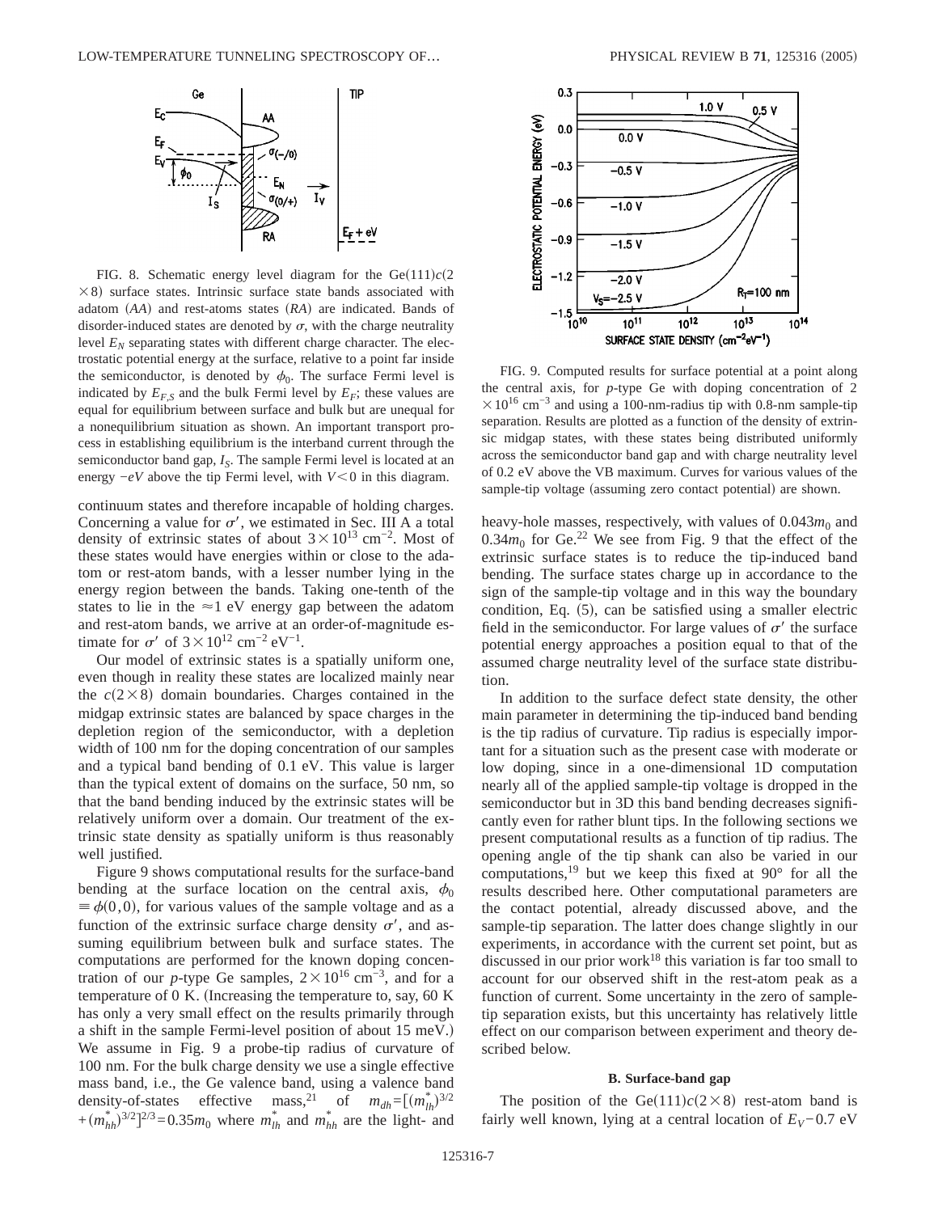Ge

TIP

$E_C$

AA

$E_F$

$E_V$

$\sigma(-/0)$

$\phi_0$

$E_N$

$I_S$

$\sigma(0/+)$

$I_V$

RA

$E_F + eV$

FIG. 8. Schematic energy level diagram for the Ge(111)$c$(2 $\times$8) surface states. Intrinsic surface state bands associated with adatom (*AA*) and rest-atoms states (*RA*) are indicated. Bands of disorder-induced states are denoted by $\sigma$, with the charge neutrality level $E_N$ separating states with different charge character. The electrostatic potential energy at the surface, relative to a point far inside the semiconductor, is denoted by $\phi_0$. The surface Fermi level is indicated by $E_{F,S}$ and the bulk Fermi level by $E_F$; these values are equal for equilibrium between surface and bulk but are unequal for a nonequilibrium situation as shown. An important transport process in establishing equilibrium is the interband current through the semiconductor band gap, $I_S$. The sample Fermi level is located at an energy $-eV$ above the tip Fermi level, with $V<0$ in this diagram.

continuum states and therefore incapable of holding charges. Concerning a value for $\sigma'$, we estimated in Sec. III A a total density of extrinsic states of about $3\times10^{13}$ cm$^{-2}$. Most of these states would have energies within or close to the adatom or rest-atom bands, with a lesser number lying in the energy region between the bands. Taking one-tenth of the states to lie in the $\approx$1 eV energy gap between the adatom and rest-atom bands, we arrive at an order-of-magnitude estimate for $\sigma'$ of $3\times10^{12}$ cm$^{-2}$ eV$^{-1}$.

Our model of extrinsic states is a spatially uniform one, even though in reality these states are localized mainly near the $c$(2$\times$8) domain boundaries. Charges contained in the midgap extrinsic states are balanced by space charges in the depletion region of the semiconductor, with a depletion width of 100 nm for the doping concentration of our samples and a typical band bending of 0.1 eV. This value is larger than the typical extent of domains on the surface, 50 nm, so that the band bending induced by the extrinsic states will be relatively uniform over a domain. Our treatment of the extrinsic state density as spatially uniform is thus reasonably well justified.

Figure 9 shows computational results for the surface-band bending at the surface location on the central axis, $\phi_0 \equiv \phi(0,0)$, for various values of the sample voltage and as a function of the extrinsic surface charge density $\sigma'$, and assuming equilibrium between bulk and surface states. The computations are performed for the known doping concentration of our *p*-type Ge samples, $2\times10^{16}$ cm$^{-3}$, and for a temperature of 0 K. (Increasing the temperature to, say, 60 K has only a very small effect on the results primarily through a shift in the sample Fermi-level position of about 15 meV.) We assume in Fig. 9 a probe-tip radius of curvature of 100 nm. For the bulk charge density we use a single effective mass band, i.e., the Ge valence band, using a valence band density-of-states effective mass,[21] of $m_{dh}=[(m_{lh}^*)^{3/2}+(m_{hh}^*)^{3/2}]^{2/3}=0.35m_0$ where $m_{lh}^*$ and $m_{hh}^*$ are the light- and heavy-hole masses, respectively, with values of $0.043m_0$ and $0.34m_0$ for Ge.[22] We see from Fig. 9 that the effect of the extrinsic surface states is to reduce the tip-induced band bending. The surface states charge up in accordance to the sign of the sample-tip voltage and in this way the boundary condition, Eq. (5), can be satisfied using a smaller electric field in the semiconductor. For large values of $\sigma'$ the surface potential energy approaches a position equal to that of the assumed charge neutrality level of the surface state distribution.

ELECTROSTATIC POTENTIAL ENERGY (eV)

SURFACE STATE DENSITY (cm$^{-2}$eV$^{-1}$)

0.3, 0.0, −0.3, −0.6, −0.9, −1.2, −1.5

$10^{10}$, $10^{11}$, $10^{12}$, $10^{13}$, $10^{14}$

1.0 V, 0.5 V, 0.0 V, −0.5 V, −1.0 V, −1.5 V, −2.0 V, $V_S$=−2.5 V

$R_T$=100 nm

FIG. 9. Computed results for surface potential at a point along the central axis, for *p*-type Ge with doping concentration of 2 $\times10^{16}$ cm$^{-3}$ and using a 100-nm-radius tip with 0.8-nm sample-tip separation. Results are plotted as a function of the density of extrinsic midgap states, with these states being distributed uniformly across the semiconductor band gap and with charge neutrality level of 0.2 eV above the VB maximum. Curves for various values of the sample-tip voltage (assuming zero contact potential) are shown.

In addition to the surface defect state density, the other main parameter in determining the tip-induced band bending is the tip radius of curvature. Tip radius is especially important for a situation such as the present case with moderate or low doping, since in a one-dimensional 1D computation nearly all of the applied sample-tip voltage is dropped in the semiconductor but in 3D this band bending decreases significantly even for rather blunt tips. In the following sections we present computational results as a function of tip radius. The opening angle of the tip shank can also be varied in our computations,[19] but we keep this fixed at 90° for all the results described here. Other computational parameters are the contact potential, already discussed above, and the sample-tip separation. The latter does change slightly in our experiments, in accordance with the current set point, but as discussed in our prior work[18] this variation is far too small to account for our observed shift in the rest-atom peak as a function of current. Some uncertainty in the zero of sample-tip separation exists, but this uncertainty has relatively little effect on our comparison between experiment and theory described below.

### B. Surface-band gap

The position of the Ge(111)$c$(2$\times$8) rest-atom band is fairly well known, lying at a central location of $E_V-0.7$ eV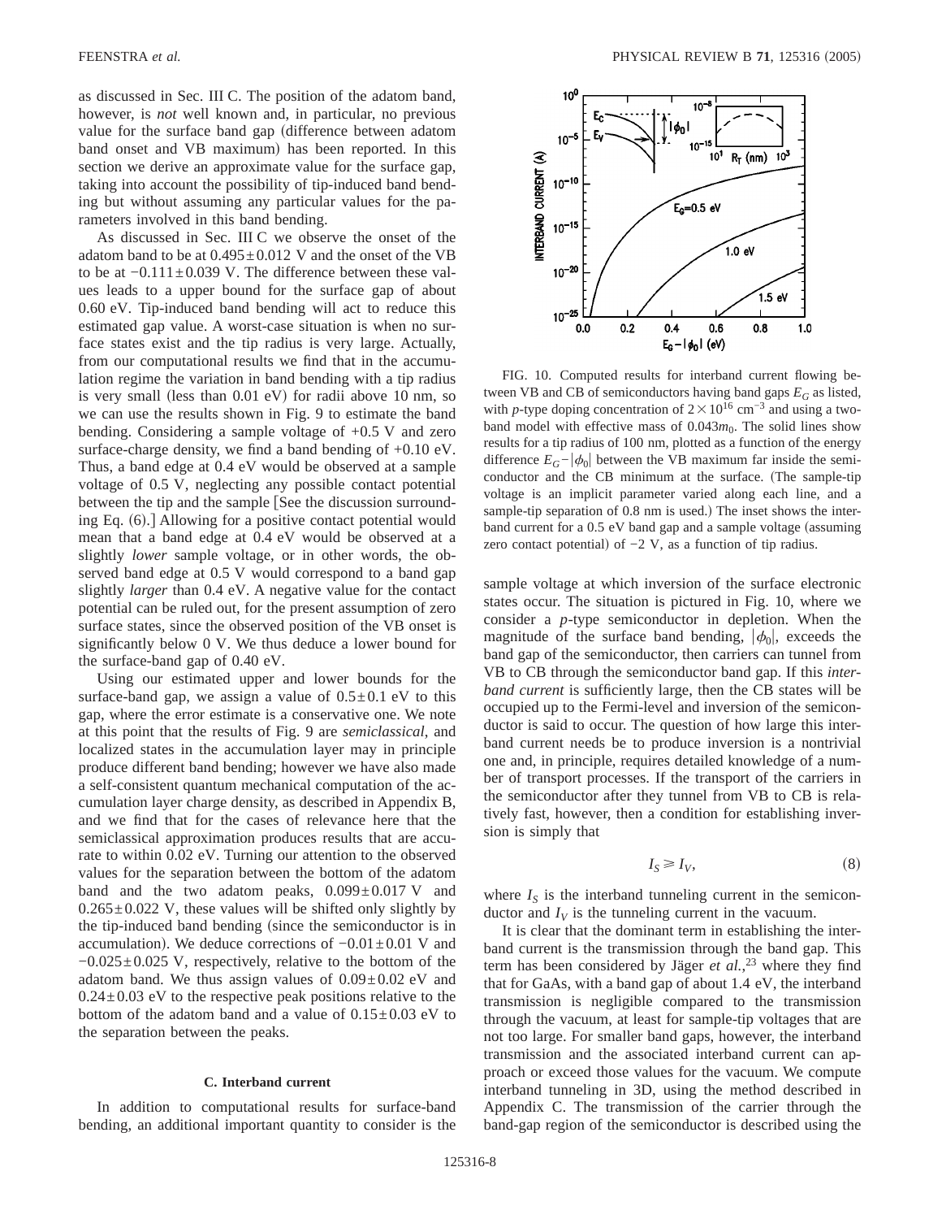as discussed in Sec. III C. The position of the adatom band, however, is *not* well known and, in particular, no previous value for the surface band gap (difference between adatom band onset and VB maximum) has been reported. In this section we derive an approximate value for the surface gap, taking into account the possibility of tip-induced band bending but without assuming any particular values for the parameters involved in this band bending.

As discussed in Sec. III C we observe the onset of the adatom band to be at $0.495 \pm 0.012$ V and the onset of the VB to be at $-0.111 \pm 0.039$ V. The difference between these values leads to a upper bound for the surface gap of about 0.60 eV. Tip-induced band bending will act to reduce this estimated gap value. A worst-case situation is when no surface states exist and the tip radius is very large. Actually, from our computational results we find that in the accumulation regime the variation in band bending with a tip radius is very small (less than 0.01 eV) for radii above 10 nm, so we can use the results shown in Fig. 9 to estimate the band bending. Considering a sample voltage of +0.5 V and zero surface-charge density, we find a band bending of +0.10 eV. Thus, a band edge at 0.4 eV would be observed at a sample voltage of 0.5 V, neglecting any possible contact potential between the tip and the sample [See the discussion surrounding Eq. (6).] Allowing for a positive contact potential would mean that a band edge at 0.4 eV would be observed at a slightly *lower* sample voltage, or in other words, the observed band edge at 0.5 V would correspond to a band gap slightly *larger* than 0.4 eV. A negative value for the contact potential can be ruled out, for the present assumption of zero surface states, since the observed position of the VB onset is significantly below 0 V. We thus deduce a lower bound for the surface-band gap of 0.40 eV.

Using our estimated upper and lower bounds for the surface-band gap, we assign a value of $0.5 \pm 0.1$ eV to this gap, where the error estimate is a conservative one. We note at this point that the results of Fig. 9 are *semiclassical*, and localized states in the accumulation layer may in principle produce different band bending; however we have also made a self-consistent quantum mechanical computation of the accumulation layer charge density, as described in Appendix B, and we find that for the cases of relevance here that the semiclassical approximation produces results that are accurate to within 0.02 eV. Turning our attention to the observed values for the separation between the bottom of the adatom band and the two adatom peaks, $0.099 \pm 0.017$ V and $0.265 \pm 0.022$ V, these values will be shifted only slightly by the tip-induced band bending (since the semiconductor is in accumulation). We deduce corrections of $-0.01 \pm 0.01$ V and $-0.025 \pm 0.025$ V, respectively, relative to the bottom of the adatom band. We thus assign values of $0.09 \pm 0.02$ eV and $0.24 \pm 0.03$ eV to the respective peak positions relative to the bottom of the adatom band and a value of $0.15 \pm 0.03$ eV to the separation between the peaks.

### C. Interband current

In addition to computational results for surface-band bending, an additional important quantity to consider is the sample voltage at which inversion of the surface electronic states occur. The situation is pictured in Fig. 10, where we consider a *p*-type semiconductor in depletion. When the magnitude of the surface band bending, $|\phi_0|$, exceeds the band gap of the semiconductor, then carriers can tunnel from VB to CB through the semiconductor band gap. If this *interband current* is sufficiently large, then the CB states will be occupied up to the Fermi-level and inversion of the semiconductor is said to occur. The question of how large this interband current needs be to produce inversion is a nontrivial one and, in principle, requires detailed knowledge of a number of transport processes. If the transport of the carriers in the semiconductor after they tunnel from VB to CB is relatively fast, however, then a condition for establishing inversion is simply that

$$I_S \geq I_V, \tag{8}$$

where $I_S$ is the interband tunneling current in the semiconductor and $I_V$ is the tunneling current in the vacuum.

It is clear that the dominant term in establishing the interband current is the transmission through the band gap. This term has been considered by Jäger *et al.*,[23] where they find that for GaAs, with a band gap of about 1.4 eV, the interband transmission is negligible compared to the transmission through the vacuum, at least for sample-tip voltages that are not too large. For smaller band gaps, however, the interband transmission and the associated interband current can approach or exceed those values for the vacuum. We compute interband tunneling in 3D, using the method described in Appendix C. The transmission of the carrier through the band-gap region of the semiconductor is described using the

INTERBAND CURRENT (A)
$E_G - |\phi_0|$ (eV)
$E_C$
$E_V$
$|\phi_0|$
$R_T$ (nm)
$E_G$=0.5 eV
1.0 eV
1.5 eV

FIG. 10. Computed results for interband current flowing between VB and CB of semiconductors having band gaps $E_G$ as listed, with *p*-type doping concentration of $2 \times 10^{16}$ cm$^{-3}$ and using a two-band model with effective mass of $0.043 m_0$. The solid lines show results for a tip radius of 100 nm, plotted as a function of the energy difference $E_G - |\phi_0|$ between the VB maximum far inside the semiconductor and the CB minimum at the surface. (The sample-tip voltage is an implicit parameter varied along each line, and a sample-tip separation of 0.8 nm is used.) The inset shows the interband current for a 0.5 eV band gap and a sample voltage (assuming zero contact potential) of −2 V, as a function of tip radius.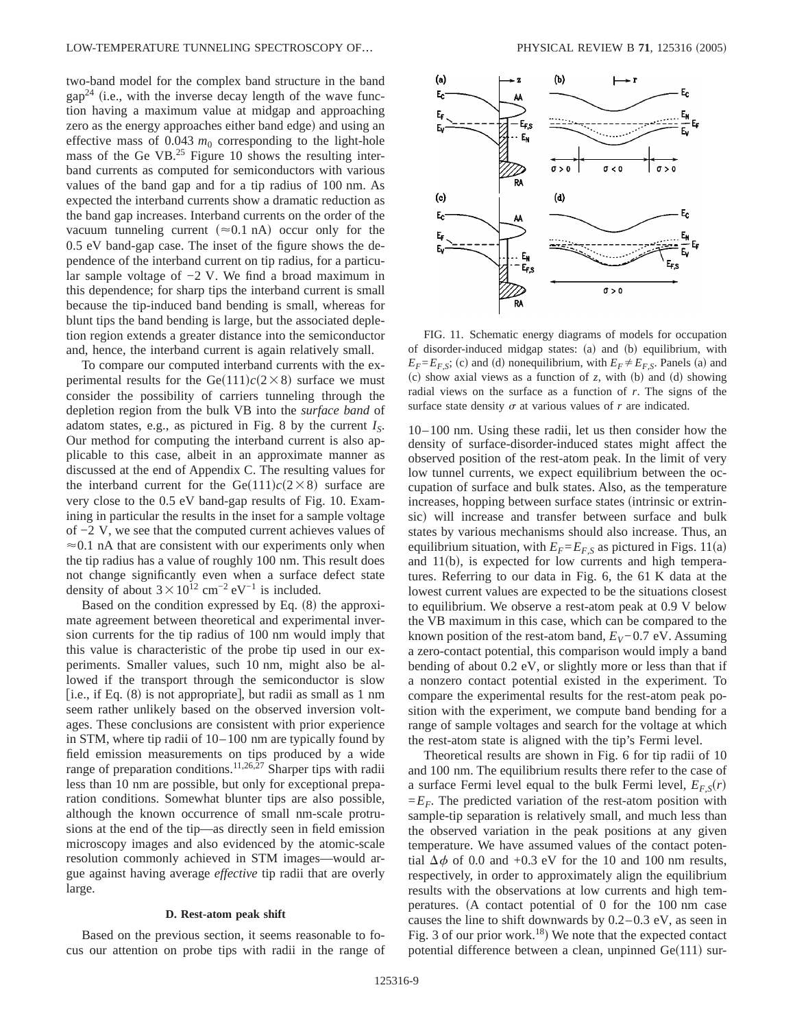two-band model for the complex band structure in the band gap[24] (i.e., with the inverse decay length of the wave function having a maximum value at midgap and approaching zero as the energy approaches either band edge) and using an effective mass of 0.043 $m_0$ corresponding to the light-hole mass of the Ge VB.[25] Figure 10 shows the resulting interband currents as computed for semiconductors with various values of the band gap and for a tip radius of 100 nm. As expected the interband currents show a dramatic reduction as the band gap increases. Interband currents on the order of the vacuum tunneling current ($\approx$0.1 nA) occur only for the 0.5 eV band-gap case. The inset of the figure shows the dependence of the interband current on tip radius, for a particular sample voltage of −2 V. We find a broad maximum in this dependence; for sharp tips the interband current is small because the tip-induced band bending is small, whereas for blunt tips the band bending is large, but the associated depletion region extends a greater distance into the semiconductor and, hence, the interband current is again relatively small.

To compare our computed interband currents with the experimental results for the Ge(111)$c(2\times8)$ surface we must consider the possibility of carriers tunneling through the depletion region from the bulk VB into the *surface band* of adatom states, e.g., as pictured in Fig. 8 by the current $I_S$. Our method for computing the interband current is also applicable to this case, albeit in an approximate manner as discussed at the end of Appendix C. The resulting values for the interband current for the Ge(111)$c(2\times8)$ surface are very close to the 0.5 eV band-gap results of Fig. 10. Examining in particular the results in the inset for a sample voltage of −2 V, we see that the computed current achieves values of $\approx$0.1 nA that are consistent with our experiments only when the tip radius has a value of roughly 100 nm. This result does not change significantly even when a surface defect state density of about $3\times10^{12}$ cm$^{-2}$ eV$^{-1}$ is included.

Based on the condition expressed by Eq. (8) the approximate agreement between theoretical and experimental inversion currents for the tip radius of 100 nm would imply that this value is characteristic of the probe tip used in our experiments. Smaller values, such 10 nm, might also be allowed if the transport through the semiconductor is slow [i.e., if Eq. (8) is not appropriate], but radii as small as 1 nm seem rather unlikely based on the observed inversion voltages. These conclusions are consistent with prior experience in STM, where tip radii of 10–100 nm are typically found by field emission measurements on tips produced by a wide range of preparation conditions.[11,26,27] Sharper tips with radii less than 10 nm are possible, but only for exceptional preparation conditions. Somewhat blunter tips are also possible, although the known occurrence of small nm-scale protrusions at the end of the tip—as directly seen in field emission microscopy images and also evidenced by the atomic-scale resolution commonly achieved in STM images—would argue against having average *effective* tip radii that are overly large.

### D. Rest-atom peak shift

Based on the previous section, it seems reasonable to focus our attention on probe tips with radii in the range of 10–100 nm. Using these radii, let us then consider how the density of surface-disorder-induced states might affect the observed position of the rest-atom peak. In the limit of very low tunnel currents, we expect equilibrium between the occupation of surface and bulk states. Also, as the temperature increases, hopping between surface states (intrinsic or extrinsic) will increase and transfer between surface and bulk states by various mechanisms should also increase. Thus, an equilibrium situation, with $E_F = E_{F,S}$ as pictured in Figs. 11(a) and 11(b), is expected for low currents and high temperatures. Referring to our data in Fig. 6, the 61 K data at the lowest current values are expected to be the situations closest to equilibrium. We observe a rest-atom peak at 0.9 V below the VB maximum in this case, which can be compared to the known position of the rest-atom band, $E_V - 0.7$ eV. Assuming a zero-contact potential, this comparison would imply a band bending of about 0.2 eV, or slightly more or less than that if a nonzero contact potential existed in the experiment. To compare the experimental results for the rest-atom peak position with the experiment, we compute band bending for a range of sample voltages and search for the voltage at which the rest-atom state is aligned with the tip's Fermi level.

Theoretical results are shown in Fig. 6 for tip radii of 10 and 100 nm. The equilibrium results there refer to the case of a surface Fermi level equal to the bulk Fermi level, $E_{F,S}(r) = E_F$. The predicted variation of the rest-atom position with sample-tip separation is relatively small, and much less than the observed variation in the peak positions at any given temperature. We have assumed values of the contact potential $\Delta\phi$ of 0.0 and +0.3 eV for the 10 and 100 nm results, respectively, in order to approximately align the equilibrium results with the observations at low currents and high temperatures. (A contact potential of 0 for the 100 nm case causes the line to shift downwards by 0.2–0.3 eV, as seen in Fig. 3 of our prior work.[18]) We note that the expected contact potential difference between a clean, unpinned Ge(111) sur-

(a) $E_C$ $E_F$ $E_V$ $z$ AA $E_{F,S}$ $E_N$ RA
(b) $r$ $E_C$ $E_N$ $E_F$ $E_V$ $\sigma > 0$ $\sigma < 0$ $\sigma > 0$
(c) $E_C$ $E_F$ $E_V$ AA $E_N$ $E_{F,S}$ RA
(d) $E_C$ $E_N$ $E_F$ $E_V$ $E_{F,S}$ $\sigma > 0$

FIG. 11. Schematic energy diagrams of models for occupation of disorder-induced midgap states: (a) and (b) equilibrium, with $E_F = E_{F,S}$; (c) and (d) nonequilibrium, with $E_F \neq E_{F,S}$. Panels (a) and (c) show axial views as a function of $z$, with (b) and (d) showing radial views on the surface as a function of $r$. The signs of the surface state density $\sigma$ at various values of $r$ are indicated.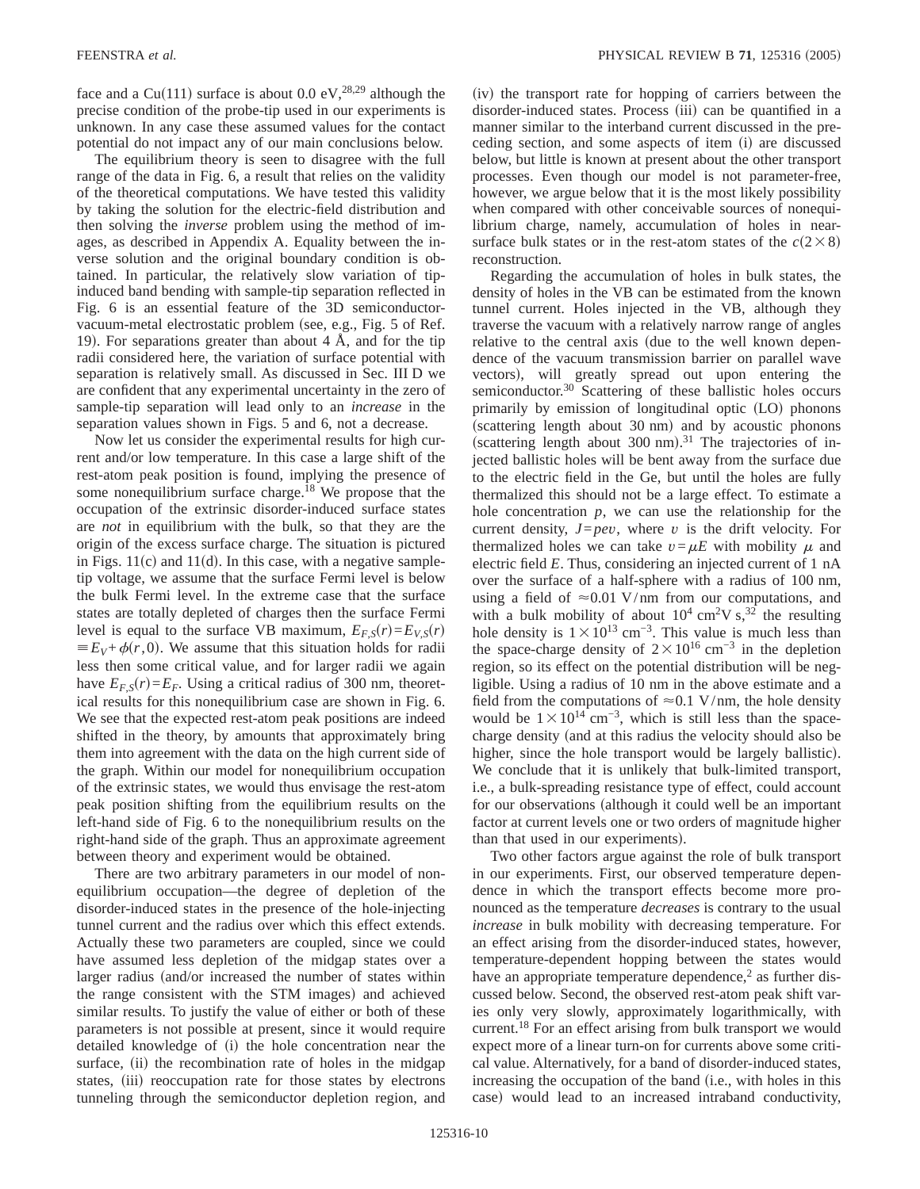face and a Cu(111) surface is about 0.0 eV,[28,29] although the precise condition of the probe-tip used in our experiments is unknown. In any case these assumed values for the contact potential do not impact any of our main conclusions below.

The equilibrium theory is seen to disagree with the full range of the data in Fig. 6, a result that relies on the validity of the theoretical computations. We have tested this validity by taking the solution for the electric-field distribution and then solving the *inverse* problem using the method of images, as described in Appendix A. Equality between the inverse solution and the original boundary condition is obtained. In particular, the relatively slow variation of tip-induced band bending with sample-tip separation reflected in Fig. 6 is an essential feature of the 3D semiconductor-vacuum-metal electrostatic problem (see, e.g., Fig. 5 of Ref. 19). For separations greater than about 4 Å, and for the tip radii considered here, the variation of surface potential with separation is relatively small. As discussed in Sec. III D we are confident that any experimental uncertainty in the zero of sample-tip separation will lead only to an *increase* in the separation values shown in Figs. 5 and 6, not a decrease.

Now let us consider the experimental results for high current and/or low temperature. In this case a large shift of the rest-atom peak position is found, implying the presence of some nonequilibrium surface charge.[18] We propose that the occupation of the extrinsic disorder-induced surface states are *not* in equilibrium with the bulk, so that they are the origin of the excess surface charge. The situation is pictured in Figs. 11(c) and 11(d). In this case, with a negative sample-tip voltage, we assume that the surface Fermi level is below the bulk Fermi level. In the extreme case that the surface states are totally depleted of charges then the surface Fermi level is equal to the surface VB maximum, $E_{F,S}(r)=E_{V,S}(r) \equiv E_V+\phi(r,0)$. We assume that this situation holds for radii less then some critical value, and for larger radii we again have $E_{F,S}(r)=E_F$. Using a critical radius of 300 nm, theoretical results for this nonequilibrium case are shown in Fig. 6. We see that the expected rest-atom peak positions are indeed shifted in the theory, by amounts that approximately bring them into agreement with the data on the high current side of the graph. Within our model for nonequilibrium occupation of the extrinsic states, we would thus envisage the rest-atom peak position shifting from the equilibrium results on the left-hand side of Fig. 6 to the nonequilibrium results on the right-hand side of the graph. Thus an approximate agreement between theory and experiment would be obtained.

There are two arbitrary parameters in our model of nonequilibrium occupation—the degree of depletion of the disorder-induced states in the presence of the hole-injecting tunnel current and the radius over which this effect extends. Actually these two parameters are coupled, since we could have assumed less depletion of the midgap states over a larger radius (and/or increased the number of states within the range consistent with the STM images) and achieved similar results. To justify the value of either or both of these parameters is not possible at present, since it would require detailed knowledge of (i) the hole concentration near the surface, (ii) the recombination rate of holes in the midgap states, (iii) reoccupation rate for those states by electrons tunneling through the semiconductor depletion region, and (iv) the transport rate for hopping of carriers between the disorder-induced states. Process (iii) can be quantified in a manner similar to the interband current discussed in the preceding section, and some aspects of item (i) are discussed below, but little is known at present about the other transport processes. Even though our model is not parameter-free, however, we argue below that it is the most likely possibility when compared with other conceivable sources of nonequilibrium charge, namely, accumulation of holes in near-surface bulk states or in the rest-atom states of the $c(2\times 8)$ reconstruction.

Regarding the accumulation of holes in bulk states, the density of holes in the VB can be estimated from the known tunnel current. Holes injected in the VB, although they traverse the vacuum with a relatively narrow range of angles relative to the central axis (due to the well known dependence of the vacuum transmission barrier on parallel wave vectors), will greatly spread out upon entering the semiconductor.[30] Scattering of these ballistic holes occurs primarily by emission of longitudinal optic (LO) phonons (scattering length about 30 nm) and by acoustic phonons (scattering length about 300 nm).[31] The trajectories of injected ballistic holes will be bent away from the surface due to the electric field in the Ge, but until the holes are fully thermalized this should not be a large effect. To estimate a hole concentration $p$, we can use the relationship for the current density, $J=pev$, where $v$ is the drift velocity. For thermalized holes we can take $v=\mu E$ with mobility $\mu$ and electric field $E$. Thus, considering an injected current of 1 nA over the surface of a half-sphere with a radius of 100 nm, using a field of $\approx 0.01$ V/nm from our computations, and with a bulk mobility of about $10^4$ cm$^2$V s,[32] the resulting hole density is $1\times 10^{13}$ cm$^{-3}$. This value is much less than the space-charge density of $2\times 10^{16}$ cm$^{-3}$ in the depletion region, so its effect on the potential distribution will be negligible. Using a radius of 10 nm in the above estimate and a field from the computations of $\approx 0.1$ V/nm, the hole density would be $1\times 10^{14}$ cm$^{-3}$, which is still less than the space-charge density (and at this radius the velocity should also be higher, since the hole transport would be largely ballistic). We conclude that it is unlikely that bulk-limited transport, i.e., a bulk-spreading resistance type of effect, could account for our observations (although it could well be an important factor at current levels one or two orders of magnitude higher than that used in our experiments).

Two other factors argue against the role of bulk transport in our experiments. First, our observed temperature dependence in which the transport effects become more pronounced as the temperature *decreases* is contrary to the usual *increase* in bulk mobility with decreasing temperature. For an effect arising from the disorder-induced states, however, temperature-dependent hopping between the states would have an appropriate temperature dependence,[2] as further discussed below. Second, the observed rest-atom peak shift varies only very slowly, approximately logarithmically, with current.[18] For an effect arising from bulk transport we would expect more of a linear turn-on for currents above some critical value. Alternatively, for a band of disorder-induced states, increasing the occupation of the band (i.e., with holes in this case) would lead to an increased intraband conductivity,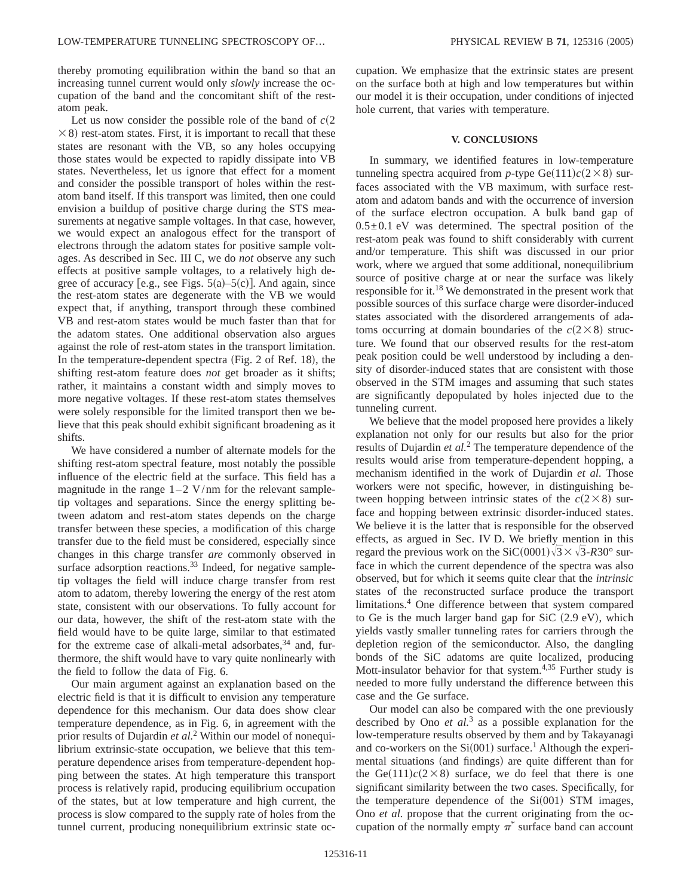thereby promoting equilibration within the band so that an increasing tunnel current would only *slowly* increase the occupation of the band and the concomitant shift of the rest-atom peak.

Let us now consider the possible role of the band of $c(2\times8)$ rest-atom states. First, it is important to recall that these states are resonant with the VB, so any holes occupying those states would be expected to rapidly dissipate into VB states. Nevertheless, let us ignore that effect for a moment and consider the possible transport of holes within the rest-atom band itself. If this transport was limited, then one could envision a buildup of positive charge during the STS measurements at negative sample voltages. In that case, however, we would expect an analogous effect for the transport of electrons through the adatom states for positive sample voltages. As described in Sec. III C, we do *not* observe any such effects at positive sample voltages, to a relatively high degree of accuracy [e.g., see Figs. 5(a)–5(c)]. And again, since the rest-atom states are degenerate with the VB we would expect that, if anything, transport through these combined VB and rest-atom states would be much faster than that for the adatom states. One additional observation also argues against the role of rest-atom states in the transport limitation. In the temperature-dependent spectra (Fig. 2 of Ref. 18), the shifting rest-atom feature does *not* get broader as it shifts; rather, it maintains a constant width and simply moves to more negative voltages. If these rest-atom states themselves were solely responsible for the limited transport then we believe that this peak should exhibit significant broadening as it shifts.

We have considered a number of alternate models for the shifting rest-atom spectral feature, most notably the possible influence of the electric field at the surface. This field has a magnitude in the range 1–2 V/nm for the relevant sample-tip voltages and separations. Since the energy splitting between adatom and rest-atom states depends on the charge transfer between these species, a modification of this charge transfer due to the field must be considered, especially since changes in this charge transfer *are* commonly observed in surface adsorption reactions.[33] Indeed, for negative sample-tip voltages the field will induce charge transfer from rest atom to adatom, thereby lowering the energy of the rest atom state, consistent with our observations. To fully account for our data, however, the shift of the rest-atom state with the field would have to be quite large, similar to that estimated for the extreme case of alkali-metal adsorbates,[34] and, furthermore, the shift would have to vary quite nonlinearly with the field to follow the data of Fig. 6.

Our main argument against an explanation based on the electric field is that it is difficult to envision any temperature dependence for this mechanism. Our data does show clear temperature dependence, as in Fig. 6, in agreement with the prior results of Dujardin *et al.*[2] Within our model of nonequilibrium extrinsic-state occupation, we believe that this temperature dependence arises from temperature-dependent hopping between the states. At high temperature this transport process is relatively rapid, producing equilibrium occupation of the states, but at low temperature and high current, the process is slow compared to the supply rate of holes from the tunnel current, producing nonequilibrium extrinsic state occupation. We emphasize that the extrinsic states are present on the surface both at high and low temperatures but within our model it is their occupation, under conditions of injected hole current, that varies with temperature.

## V. CONCLUSIONS

In summary, we identified features in low-temperature tunneling spectra acquired from *p*-type Ge$(111)c(2\times8)$ surfaces associated with the VB maximum, with surface rest-atom and adatom bands and with the occurrence of inversion of the surface electron occupation. A bulk band gap of $0.5\pm0.1$ eV was determined. The spectral position of the rest-atom peak was found to shift considerably with current and/or temperature. This shift was discussed in our prior work, where we argued that some additional, nonequilibrium source of positive charge at or near the surface was likely responsible for it.[18] We demonstrated in the present work that possible sources of this surface charge were disorder-induced states associated with the disordered arrangements of adatoms occurring at domain boundaries of the $c(2\times8)$ structure. We found that our observed results for the rest-atom peak position could be well understood by including a density of disorder-induced states that are consistent with those observed in the STM images and assuming that such states are significantly depopulated by holes injected due to the tunneling current.

We believe that the model proposed here provides a likely explanation not only for our results but also for the prior results of Dujardin *et al.*[2] The temperature dependence of the results would arise from temperature-dependent hopping, a mechanism identified in the work of Dujardin *et al.* Those workers were not specific, however, in distinguishing between hopping between intrinsic states of the $c(2\times8)$ surface and hopping between extrinsic disorder-induced states. We believe it is the latter that is responsible for the observed effects, as argued in Sec. IV D. We briefly mention in this regard the previous work on the SiC$(0001)\sqrt{3}\times\sqrt{3}$-$R30°$ surface in which the current dependence of the spectra was also observed, but for which it seems quite clear that the *intrinsic* states of the reconstructed surface produce the transport limitations.[4] One difference between that system compared to Ge is the much larger band gap for SiC (2.9 eV), which yields vastly smaller tunneling rates for carriers through the depletion region of the semiconductor. Also, the dangling bonds of the SiC adatoms are quite localized, producing Mott-insulator behavior for that system.[4,35] Further study is needed to more fully understand the difference between this case and the Ge surface.

Our model can also be compared with the one previously described by Ono *et al.*[3] as a possible explanation for the low-temperature results observed by them and by Takayanagi and co-workers on the Si(001) surface.[1] Although the experimental situations (and findings) are quite different than for the Ge$(111)c(2\times8)$ surface, we do feel that there is one significant similarity between the two cases. Specifically, for the temperature dependence of the Si(001) STM images, Ono *et al.* propose that the current originating from the occupation of the normally empty $\pi^*$ surface band can account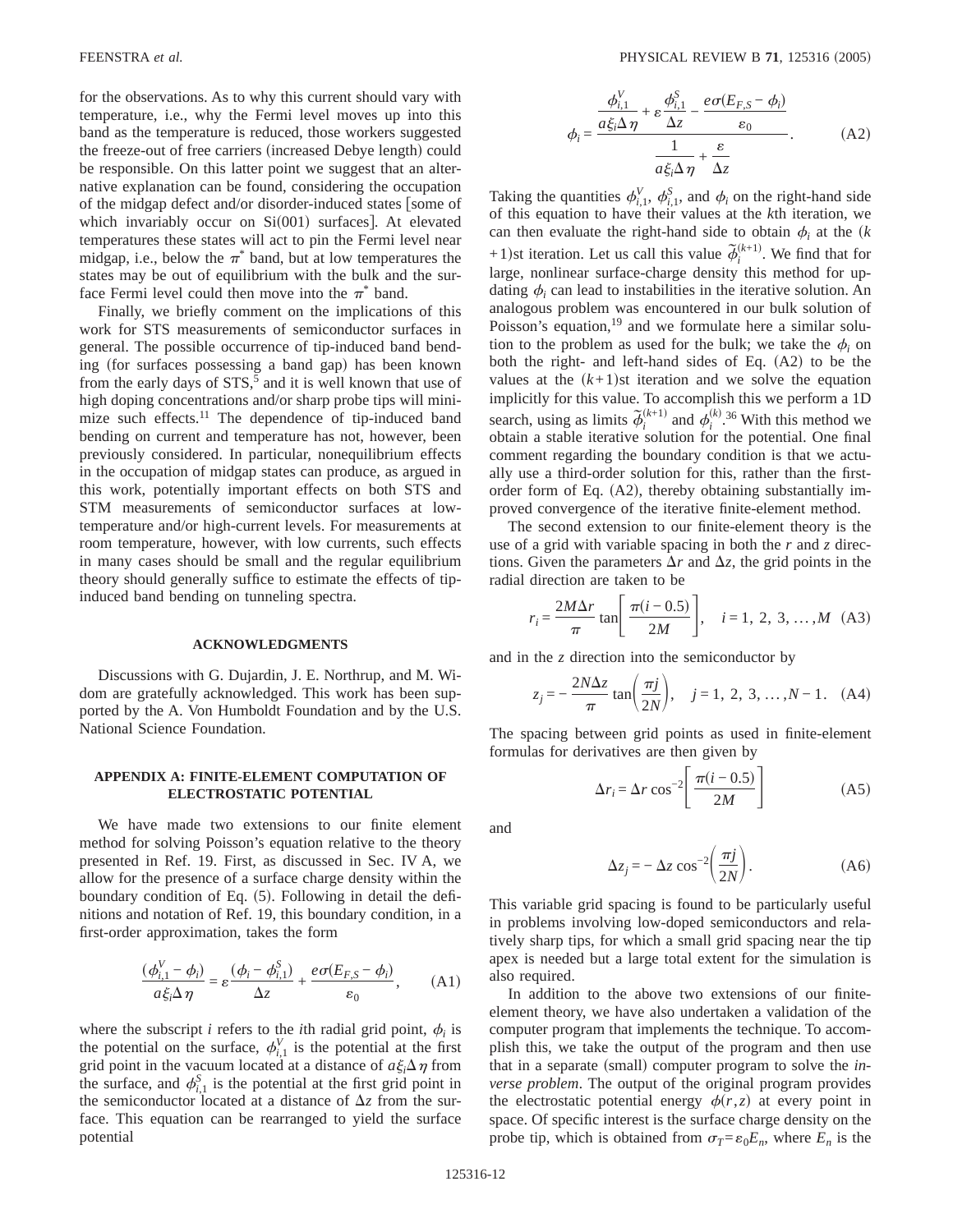for the observations. As to why this current should vary with temperature, i.e., why the Fermi level moves up into this band as the temperature is reduced, those workers suggested the freeze-out of free carriers (increased Debye length) could be responsible. On this latter point we suggest that an alternative explanation can be found, considering the occupation of the midgap defect and/or disorder-induced states [some of which invariably occur on Si(001) surfaces]. At elevated temperatures these states will act to pin the Fermi level near midgap, i.e., below the $\pi^*$ band, but at low temperatures the states may be out of equilibrium with the bulk and the surface Fermi level could then move into the $\pi^*$ band.

Finally, we briefly comment on the implications of this work for STS measurements of semiconductor surfaces in general. The possible occurrence of tip-induced band bending (for surfaces possessing a band gap) has been known from the early days of STS,[5] and it is well known that use of high doping concentrations and/or sharp probe tips will minimize such effects.[11] The dependence of tip-induced band bending on current and temperature has not, however, been previously considered. In particular, nonequilibrium effects in the occupation of midgap states can produce, as argued in this work, potentially important effects on both STS and STM measurements of semiconductor surfaces at low-temperature and/or high-current levels. For measurements at room temperature, however, with low currents, such effects in many cases should be small and the regular equilibrium theory should generally suffice to estimate the effects of tip-induced band bending on tunneling spectra.

## ACKNOWLEDGMENTS

Discussions with G. Dujardin, J. E. Northrup, and M. Widom are gratefully acknowledged. This work has been supported by the A. Von Humboldt Foundation and by the U.S. National Science Foundation.

## APPENDIX A: FINITE-ELEMENT COMPUTATION OF ELECTROSTATIC POTENTIAL

We have made two extensions to our finite element method for solving Poisson's equation relative to the theory presented in Ref. 19. First, as discussed in Sec. IV A, we allow for the presence of a surface charge density within the boundary condition of Eq. (5). Following in detail the definitions and notation of Ref. 19, this boundary condition, in a first-order approximation, takes the form

$$\frac{(\phi_{i,1}^{V}-\phi_i)}{a\xi_i\Delta\eta}=\varepsilon\frac{(\phi_i-\phi_{i,1}^{S})}{\Delta z}+\frac{e\sigma(E_{F,S}-\phi_i)}{\varepsilon_0}, \qquad \text{(A1)}$$

where the subscript $i$ refers to the $i$th radial grid point, $\phi_i$ is the potential on the surface, $\phi_{i,1}^{V}$ is the potential at the first grid point in the vacuum located at a distance of $a\xi_i\Delta\eta$ from the surface, and $\phi_{i,1}^{S}$ is the potential at the first grid point in the semiconductor located at a distance of $\Delta z$ from the surface. This equation can be rearranged to yield the surface potential

$$\phi_i=\frac{\dfrac{\phi_{i,1}^{V}}{a\xi_i\Delta\eta}+\varepsilon\dfrac{\phi_{i,1}^{S}}{\Delta z}-\dfrac{e\sigma(E_{F,S}-\phi_i)}{\varepsilon_0}}{\dfrac{1}{a\xi_i\Delta\eta}+\dfrac{\varepsilon}{\Delta z}}. \qquad \text{(A2)}$$

Taking the quantities $\phi_{i,1}^{V}$, $\phi_{i,1}^{S}$, and $\phi_i$ on the right-hand side of this equation to have their values at the $k$th iteration, we can then evaluate the right-hand side to obtain $\phi_i$ at the $(k+1)$st iteration. Let us call this value $\tilde{\phi}_i^{(k+1)}$. We find that for large, nonlinear surface-charge density this method for updating $\phi_i$ can lead to instabilities in the iterative solution. An analogous problem was encountered in our bulk solution of Poisson's equation,[19] and we formulate here a similar solution to the problem as used for the bulk; we take the $\phi_i$ on both the right- and left-hand sides of Eq. (A2) to be the values at the $(k+1)$st iteration and we solve the equation implicitly for this value. To accomplish this we perform a 1D search, using as limits $\tilde{\phi}_i^{(k+1)}$ and $\phi_i^{(k)}$.[36] With this method we obtain a stable iterative solution for the potential. One final comment regarding the boundary condition is that we actually use a third-order solution for this, rather than the first-order form of Eq. (A2), thereby obtaining substantially improved convergence of the iterative finite-element method.

The second extension to our finite-element theory is the use of a grid with variable spacing in both the $r$ and $z$ directions. Given the parameters $\Delta r$ and $\Delta z$, the grid points in the radial direction are taken to be

$$r_i=\frac{2M\Delta r}{\pi}\tan\left[\frac{\pi(i-0.5)}{2M}\right], \quad i=1,2,3,\ldots,M \qquad \text{(A3)}$$

and in the $z$ direction into the semiconductor by

$$z_j=-\frac{2N\Delta z}{\pi}\tan\left(\frac{\pi j}{2N}\right), \quad j=1,2,3,\ldots,N-1. \qquad \text{(A4)}$$

The spacing between grid points as used in finite-element formulas for derivatives are then given by

$$\Delta r_i=\Delta r\cos^{-2}\left[\frac{\pi(i-0.5)}{2M}\right] \qquad \text{(A5)}$$

and

$$\Delta z_j=-\Delta z\cos^{-2}\left(\frac{\pi j}{2N}\right). \qquad \text{(A6)}$$

This variable grid spacing is found to be particularly useful in problems involving low-doped semiconductors and relatively sharp tips, for which a small grid spacing near the tip apex is needed but a large total extent for the simulation is also required.

In addition to the above two extensions of our finite-element theory, we have also undertaken a validation of the computer program that implements the technique. To accomplish this, we take the output of the program and then use that in a separate (small) computer program to solve the *inverse problem*. The output of the original program provides the electrostatic potential energy $\phi(r,z)$ at every point in space. Of specific interest is the surface charge density on the probe tip, which is obtained from $\sigma_T=\varepsilon_0 E_n$, where $E_n$ is the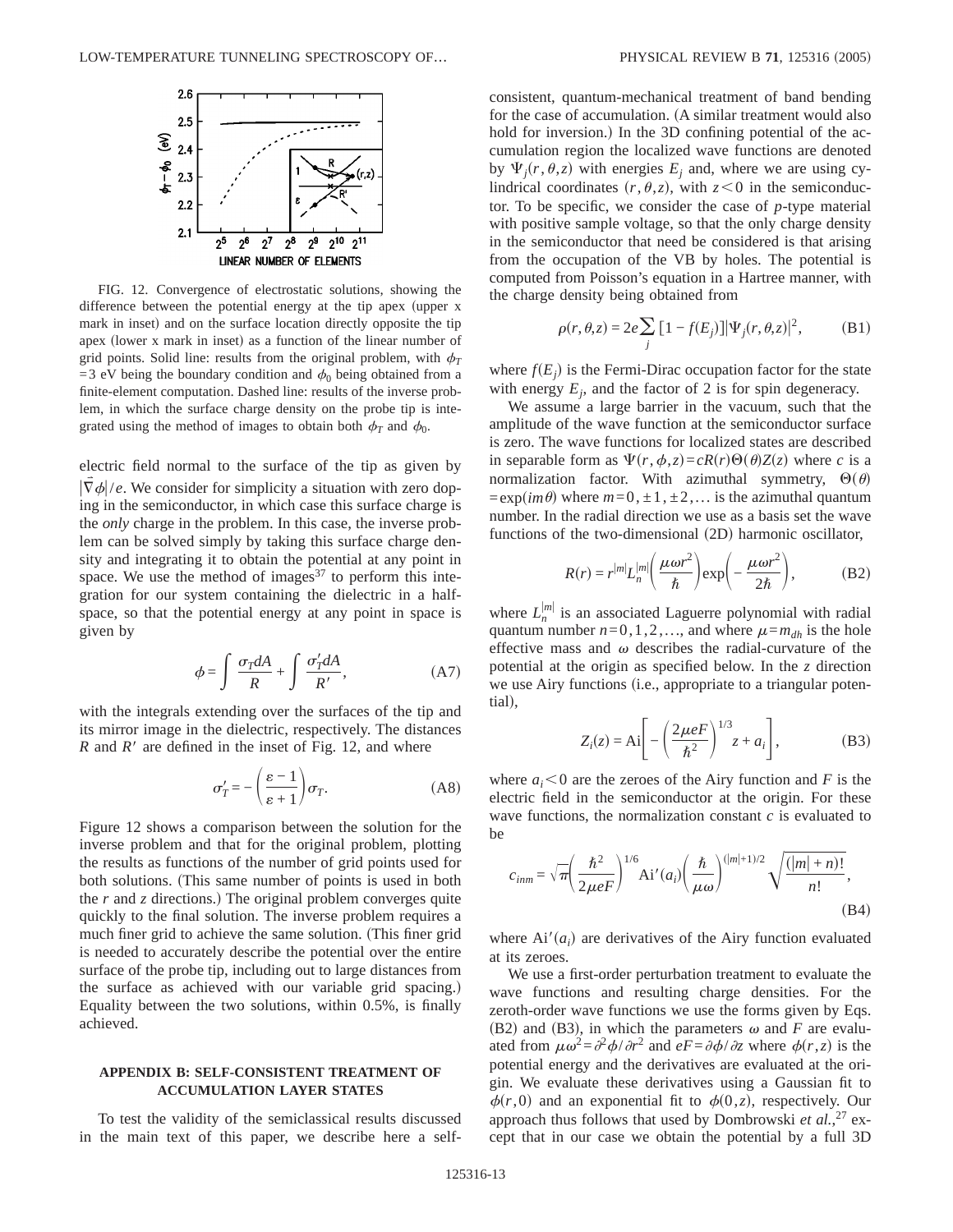2.6
2.5
2.4
2.3
2.2
2.1
$\phi_T - \phi_0$ (eV)
$2^5$ $2^6$ $2^7$ $2^8$ $2^9$ $2^{10}$ $2^{11}$
LINEAR NUMBER OF ELEMENTS
R
1
(r,z)
ε
R'

FIG. 12. Convergence of electrostatic solutions, showing the difference between the potential energy at the tip apex (upper x mark in inset) and on the surface location directly opposite the tip apex (lower x mark in inset) as a function of the linear number of grid points. Solid line: results from the original problem, with $\phi_T = 3$ eV being the boundary condition and $\phi_0$ being obtained from a finite-element computation. Dashed line: results of the inverse problem, in which the surface charge density on the probe tip is integrated using the method of images to obtain both $\phi_T$ and $\phi_0$.

electric field normal to the surface of the tip as given by $|\vec{\nabla}\phi|/e$. We consider for simplicity a situation with zero doping in the semiconductor, in which case this surface charge is the *only* charge in the problem. In this case, the inverse problem can be solved simply by taking this surface charge density and integrating it to obtain the potential at any point in space. We use the method of images[37] to perform this integration for our system containing the dielectric in a half-space, so that the potential energy at any point in space is given by

$$\phi = \int \frac{\sigma_T dA}{R} + \int \frac{\sigma_T' dA}{R'}, \tag{A7}$$

with the integrals extending over the surfaces of the tip and its mirror image in the dielectric, respectively. The distances $R$ and $R'$ are defined in the inset of Fig. 12, and where

$$\sigma_T' = -\left(\frac{\varepsilon - 1}{\varepsilon + 1}\right)\sigma_T. \tag{A8}$$

Figure 12 shows a comparison between the solution for the inverse problem and that for the original problem, plotting the results as functions of the number of grid points used for both solutions. (This same number of points is used in both the $r$ and $z$ directions.) The original problem converges quite quickly to the final solution. The inverse problem requires a much finer grid to achieve the same solution. (This finer grid is needed to accurately describe the potential over the entire surface of the probe tip, including out to large distances from the surface as achieved with our variable grid spacing.) Equality between the two solutions, within 0.5%, is finally achieved.

## APPENDIX B: SELF-CONSISTENT TREATMENT OF ACCUMULATION LAYER STATES

To test the validity of the semiclassical results discussed in the main text of this paper, we describe here a self-consistent, quantum-mechanical treatment of band bending for the case of accumulation. (A similar treatment would also hold for inversion.) In the 3D confining potential of the accumulation region the localized wave functions are denoted by $\Psi_j(r,\theta,z)$ with energies $E_j$ and, where we are using cylindrical coordinates $(r,\theta,z)$, with $z<0$ in the semiconductor. To be specific, we consider the case of $p$-type material with positive sample voltage, so that the only charge density in the semiconductor that need be considered is that arising from the occupation of the VB by holes. The potential is computed from Poisson's equation in a Hartree manner, with the charge density being obtained from

$$\rho(r,\theta,z) = 2e\sum_j [1 - f(E_j)]|\Psi_j(r,\theta,z)|^2, \tag{B1}$$

where $f(E_j)$ is the Fermi-Dirac occupation factor for the state with energy $E_j$, and the factor of 2 is for spin degeneracy.

We assume a large barrier in the vacuum, such that the amplitude of the wave function at the semiconductor surface is zero. The wave functions for localized states are described in separable form as $\Psi(r,\phi,z) = cR(r)\Theta(\theta)Z(z)$ where $c$ is a normalization factor. With azimuthal symmetry, $\Theta(\theta) = \exp(im\theta)$ where $m = 0, \pm 1, \pm 2, \ldots$ is the azimuthal quantum number. In the radial direction we use as a basis set the wave functions of the two-dimensional (2D) harmonic oscillator,

$$R(r) = r^{|m|}L_n^{|m|}\left(\frac{\mu\omega r^2}{\hbar}\right)\exp\left(-\frac{\mu\omega r^2}{2\hbar}\right), \tag{B2}$$

where $L_n^{|m|}$ is an associated Laguerre polynomial with radial quantum number $n = 0, 1, 2, \ldots$, and where $\mu = m_{dh}$ is the hole effective mass and $\omega$ describes the radial-curvature of the potential at the origin as specified below. In the $z$ direction we use Airy functions (i.e., appropriate to a triangular potential),

$$Z_i(z) = \mathrm{Ai}\left[-\left(\frac{2\mu eF}{\hbar^2}\right)^{1/3} z + a_i\right], \tag{B3}$$

where $a_i < 0$ are the zeroes of the Airy function and $F$ is the electric field in the semiconductor at the origin. For these wave functions, the normalization constant $c$ is evaluated to be

$$c_{inm} = \sqrt{\pi}\left(\frac{\hbar^2}{2\mu eF}\right)^{1/6} \mathrm{Ai}'(a_i)\left(\frac{\hbar}{\mu\omega}\right)^{(|m|+1)/2}\sqrt{\frac{(|m|+n)!}{n!}}, \tag{B4}$$

where $\mathrm{Ai}'(a_i)$ are derivatives of the Airy function evaluated at its zeroes.

We use a first-order perturbation treatment to evaluate the wave functions and resulting charge densities. For the zeroth-order wave functions we use the forms given by Eqs. (B2) and (B3), in which the parameters $\omega$ and $F$ are evaluated from $\mu\omega^2 = \partial^2\phi/\partial r^2$ and $eF = \partial\phi/\partial z$ where $\phi(r,z)$ is the potential energy and the derivatives are evaluated at the origin. We evaluate these derivatives using a Gaussian fit to $\phi(r,0)$ and an exponential fit to $\phi(0,z)$, respectively. Our approach thus follows that used by Dombrowski *et al.*,[27] except that in our case we obtain the potential by a full 3D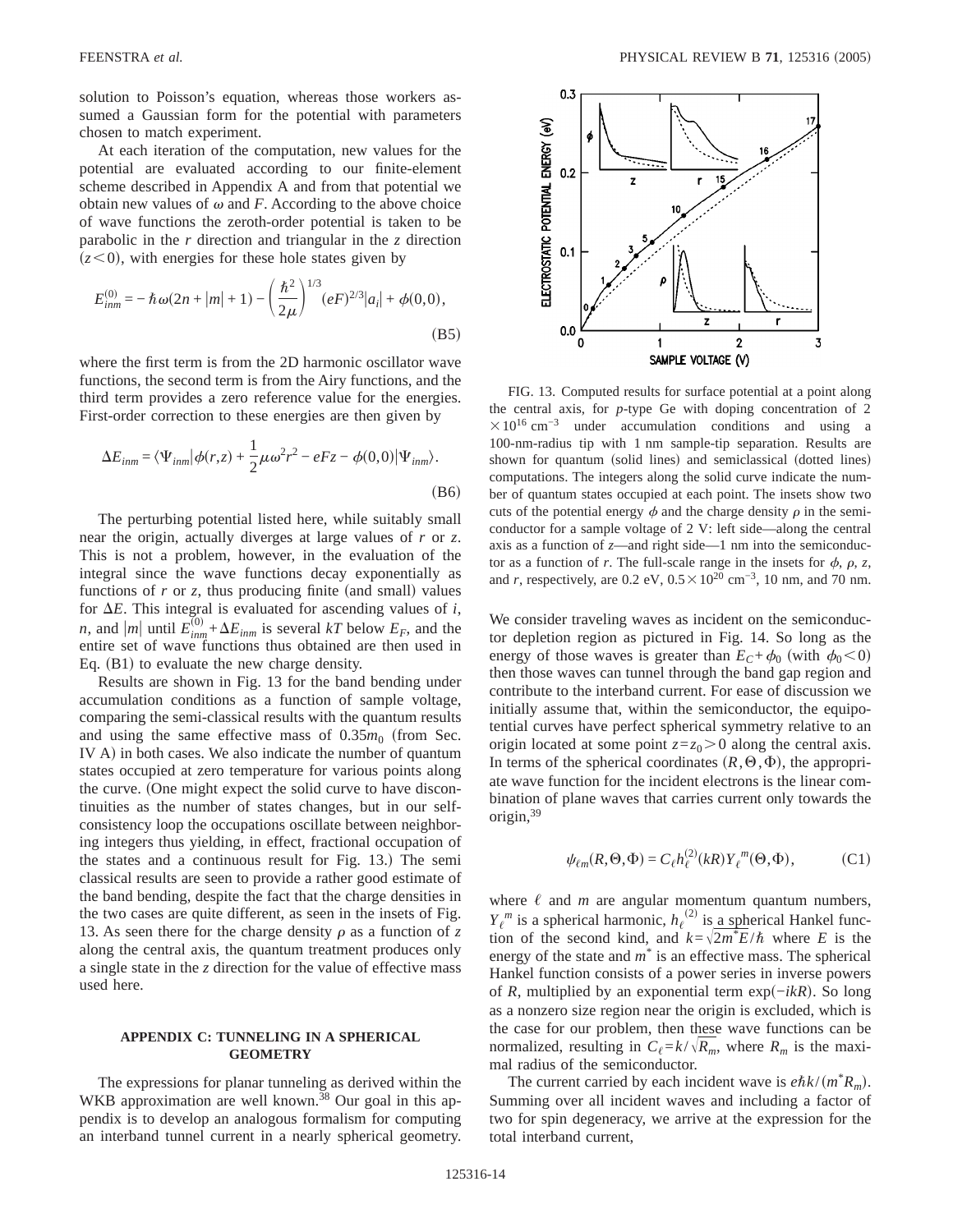solution to Poisson's equation, whereas those workers assumed a Gaussian form for the potential with parameters chosen to match experiment.

At each iteration of the computation, new values for the potential are evaluated according to our finite-element scheme described in Appendix A and from that potential we obtain new values of $\omega$ and $F$. According to the above choice of wave functions the zeroth-order potential is taken to be parabolic in the $r$ direction and triangular in the $z$ direction ($z<0$), with energies for these hole states given by

$$E_{inm}^{(0)} = -\hbar\omega(2n+|m|+1) - \left(\frac{\hbar^2}{2\mu}\right)^{1/3}(eF)^{2/3}|a_i| + \phi(0,0), \tag{B5}$$

where the first term is from the 2D harmonic oscillator wave functions, the second term is from the Airy functions, and the third term provides a zero reference value for the energies. First-order correction to these energies are then given by

$$\Delta E_{inm} = \langle \Psi_{inm}|\phi(r,z) + \frac{1}{2}\mu\omega^2 r^2 - eFz - \phi(0,0)|\Psi_{inm}\rangle. \tag{B6}$$

The perturbing potential listed here, while suitably small near the origin, actually diverges at large values of $r$ or $z$. This is not a problem, however, in the evaluation of the integral since the wave functions decay exponentially as functions of $r$ or $z$, thus producing finite (and small) values for $\Delta E$. This integral is evaluated for ascending values of $i$, $n$, and $|m|$ until $E_{inm}^{(0)}+\Delta E_{inm}$ is several $kT$ below $E_F$, and the entire set of wave functions thus obtained are then used in Eq. (B1) to evaluate the new charge density.

Results are shown in Fig. 13 for the band bending under accumulation conditions as a function of sample voltage, comparing the semi-classical results with the quantum results and using the same effective mass of $0.35m_0$ (from Sec. IV A) in both cases. We also indicate the number of quantum states occupied at zero temperature for various points along the curve. (One might expect the solid curve to have discontinuities as the number of states changes, but in our self-consistency loop the occupations oscillate between neighboring integers thus yielding, in effect, fractional occupation of the states and a continuous result for Fig. 13.) The semi classical results are seen to provide a rather good estimate of the band bending, despite the fact that the charge densities in the two cases are quite different, as seen in the insets of Fig. 13. As seen there for the charge density $\rho$ as a function of $z$ along the central axis, the quantum treatment produces only a single state in the $z$ direction for the value of effective mass used here.

ELECTROSTATIC POTENTIAL ENERGY (eV)
SAMPLE VOLTAGE (V)
0.0
0.1
0.2
0.3
0
1
2
3
0
1
2
3
5
10
15
16
17
$\phi$
z
r
$\rho$
z
r

FIG. 13. Computed results for surface potential at a point along the central axis, for $p$-type Ge with doping concentration of $2\times10^{16}$ cm$^{-3}$ under accumulation conditions and using a 100-nm-radius tip with 1 nm sample-tip separation. Results are shown for quantum (solid lines) and semiclassical (dotted lines) computations. The integers along the solid curve indicate the number of quantum states occupied at each point. The insets show two cuts of the potential energy $\phi$ and the charge density $\rho$ in the semiconductor for a sample voltage of 2 V: left side—along the central axis as a function of $z$—and right side—1 nm into the semiconductor as a function of $r$. The full-scale range in the insets for $\phi$, $\rho$, $z$, and $r$, respectively, are 0.2 eV, $0.5\times10^{20}$ cm$^{-3}$, 10 nm, and 70 nm.

## APPENDIX C: TUNNELING IN A SPHERICAL GEOMETRY

The expressions for planar tunneling as derived within the WKB approximation are well known.[38] Our goal in this appendix is to develop an analogous formalism for computing an interband tunnel current in a nearly spherical geometry. We consider traveling waves as incident on the semiconductor depletion region as pictured in Fig. 14. So long as the energy of those waves is greater than $E_C+\phi_0$ (with $\phi_0<0$) then those waves can tunnel through the band gap region and contribute to the interband current. For ease of discussion we initially assume that, within the semiconductor, the equipotential curves have perfect spherical symmetry relative to an origin located at some point $z=z_0>0$ along the central axis. In terms of the spherical coordinates $(R,\Theta,\Phi)$, the appropriate wave function for the incident electrons is the linear combination of plane waves that carries current only towards the origin,[39]

$$\psi_{\ell m}(R,\Theta,\Phi) = C_\ell h_\ell^{(2)}(kR) Y_\ell^{\,m}(\Theta,\Phi), \tag{C1}$$

where $\ell$ and $m$ are angular momentum quantum numbers, $Y_\ell^{\,m}$ is a spherical harmonic, $h_\ell^{(2)}$ is a spherical Hankel function of the second kind, and $k=\sqrt{2m^*E}/\hbar$ where $E$ is the energy of the state and $m^*$ is an effective mass. The spherical Hankel function consists of a power series in inverse powers of $R$, multiplied by an exponential term $\exp(-ikR)$. So long as a nonzero size region near the origin is excluded, which is the case for our problem, then these wave functions can be normalized, resulting in $C_\ell = k/\sqrt{R_m}$, where $R_m$ is the maximal radius of the semiconductor.

The current carried by each incident wave is $e\hbar k/(m^* R_m)$. Summing over all incident waves and including a factor of two for spin degeneracy, we arrive at the expression for the total interband current,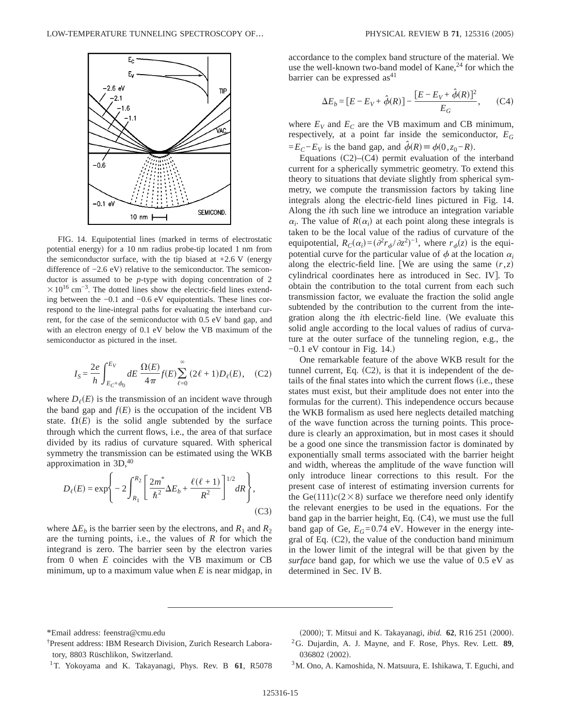E_C

E_V

TIP

−2.6 eV

−2.1

−1.6

−1.1

VAC.

−0.6

−0.1 eV

10 nm

SEMICOND.

FIG. 14. Equipotential lines (marked in terms of electrostatic potential energy) for a 10 nm radius probe-tip located 1 nm from the semiconductor surface, with the tip biased at +2.6 V (energy difference of −2.6 eV) relative to the semiconductor. The semiconductor is assumed to be *p*-type with doping concentration of $2 \times 10^{16}$ cm$^{-3}$. The dotted lines show the electric-field lines extending between the −0.1 and −0.6 eV equipotentials. These lines correspond to the line-integral paths for evaluating the interband current, for the case of the semiconductor with 0.5 eV band gap, and with an electron energy of 0.1 eV below the VB maximum of the semiconductor as pictured in the inset.

$$I_S = \frac{2e}{h}\int_{E_C+\phi_0}^{E_V} dE\, \frac{\Omega(E)}{4\pi} f(E) \sum_{\ell=0}^{\infty} (2\ell+1) D_\ell(E), \quad \text{(C2)}$$

where $D_\ell(E)$ is the transmission of an incident wave through the band gap and $f(E)$ is the occupation of the incident VB state. $\Omega(E)$ is the solid angle subtended by the surface through which the current flows, i.e., the area of that surface divided by its radius of curvature squared. With spherical symmetry the transmission can be estimated using the WKB approximation in 3D,[40]

$$D_\ell(E) = \exp\left\{ -2\int_{R_1}^{R_2} \left[ \frac{2m^*}{\hbar^2}\Delta E_b + \frac{\ell(\ell+1)}{R^2} \right]^{1/2} dR \right\}, \quad \text{(C3)}$$

where $\Delta E_b$ is the barrier seen by the electrons, and $R_1$ and $R_2$ are the turning points, i.e., the values of $R$ for which the integrand is zero. The barrier seen by the electron varies from 0 when $E$ coincides with the VB maximum or CB minimum, up to a maximum value when $E$ is near midgap, in accordance to the complex band structure of the material. We use the well-known two-band model of Kane,[24] for which the barrier can be expressed as[41]

$$\Delta E_b = [E - E_V + \hat{\phi}(R)] - \frac{[E - E_V + \hat{\phi}(R)]^2}{E_G}, \quad \text{(C4)}$$

where $E_V$ and $E_C$ are the VB maximum and CB minimum, respectively, at a point far inside the semiconductor, $E_G = E_C - E_V$ is the band gap, and $\hat{\phi}(R) \equiv \phi(0, z_0 - R)$.

Equations (C2)–(C4) permit evaluation of the interband current for a spherically symmetric geometry. To extend this theory to situations that deviate slightly from spherical symmetry, we compute the transmission factors by taking line integrals along the electric-field lines pictured in Fig. 14. Along the *i*th such line we introduce an integration variable $\alpha_i$. The value of $R(\alpha_i)$ at each point along these integrals is taken to be the local value of the radius of curvature of the equipotential, $R_C(\alpha_i) = (\partial^2 r_\phi / \partial z^2)^{-1}$, where $r_\phi(z)$ is the equipotential curve for the particular value of $\phi$ at the location $\alpha_i$ along the electric-field line. [We are using the same $(r, z)$ cylindrical coordinates here as introduced in Sec. IV]. To obtain the contribution to the total current from each such transmission factor, we evaluate the fraction the solid angle subtended by the contribution to the current from the integration along the *i*th electric-field line. (We evaluate this solid angle according to the local values of radius of curvature at the outer surface of the tunneling region, e.g., the −0.1 eV contour in Fig. 14.)

One remarkable feature of the above WKB result for the tunnel current, Eq. (C2), is that it is independent of the details of the final states into which the current flows (i.e., these states must exist, but their amplitude does not enter into the formulas for the current). This independence occurs because the WKB formalism as used here neglects detailed matching of the wave function across the turning points. This procedure is clearly an approximation, but in most cases it should be a good one since the transmission factor is dominated by exponentially small terms associated with the barrier height and width, whereas the amplitude of the wave function will only introduce linear corrections to this result. For the present case of interest of estimating inversion currents for the Ge(111)$c(2\times 8)$ surface we therefore need only identify the relevant energies to be used in the equations. For the band gap in the barrier height, Eq. (C4), we must use the full band gap of Ge, $E_G = 0.74$ eV. However in the energy integral of Eq. (C2), the value of the conduction band minimum in the lower limit of the integral will be that given by the *surface* band gap, for which we use the value of 0.5 eV as determined in Sec. IV B.

---

*Email address: feenstra@cmu.edu

†Present address: IBM Research Division, Zurich Research Laboratory, 8803 Rüschlikon, Switzerland.

[1] T. Yokoyama and K. Takayanagi, Phys. Rev. B **61**, R5078 (2000); T. Mitsui and K. Takayanagi, *ibid.* **62**, R16 251 (2000).

[2] G. Dujardin, A. J. Mayne, and F. Rose, Phys. Rev. Lett. **89**, 036802 (2002).

[3] M. Ono, A. Kamoshida, N. Matsuura, E. Ishikawa, T. Eguchi, and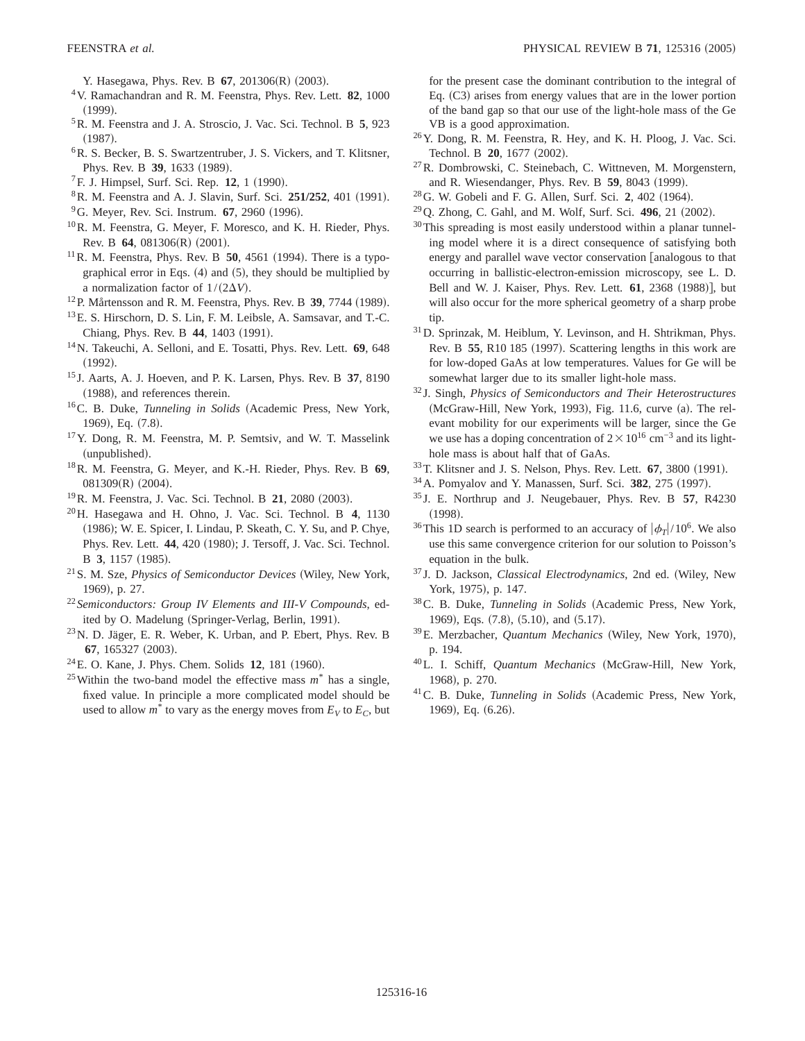Y. Hasegawa, Phys. Rev. B **67**, 201306(R) (2003).

[4] V. Ramachandran and R. M. Feenstra, Phys. Rev. Lett. **82**, 1000 (1999).

[5] R. M. Feenstra and J. A. Stroscio, J. Vac. Sci. Technol. B **5**, 923 (1987).

[6] R. S. Becker, B. S. Swartzentruber, J. S. Vickers, and T. Klitsner, Phys. Rev. B **39**, 1633 (1989).

[7] F. J. Himpsel, Surf. Sci. Rep. **12**, 1 (1990).

[8] R. M. Feenstra and A. J. Slavin, Surf. Sci. **251/252**, 401 (1991).

[9] G. Meyer, Rev. Sci. Instrum. **67**, 2960 (1996).

[10] R. M. Feenstra, G. Meyer, F. Moresco, and K. H. Rieder, Phys. Rev. B **64**, 081306(R) (2001).

[11] R. M. Feenstra, Phys. Rev. B **50**, 4561 (1994). There is a typographical error in Eqs. (4) and (5), they should be multiplied by a normalization factor of $1/(2\Delta V)$.

[12] P. Mårtensson and R. M. Feenstra, Phys. Rev. B **39**, 7744 (1989).

[13] E. S. Hirschorn, D. S. Lin, F. M. Leibsle, A. Samsavar, and T.-C. Chiang, Phys. Rev. B **44**, 1403 (1991).

[14] N. Takeuchi, A. Selloni, and E. Tosatti, Phys. Rev. Lett. **69**, 648 (1992).

[15] J. Aarts, A. J. Hoeven, and P. K. Larsen, Phys. Rev. B **37**, 8190 (1988), and references therein.

[16] C. B. Duke, *Tunneling in Solids* (Academic Press, New York, 1969), Eq. (7.8).

[17] Y. Dong, R. M. Feenstra, M. P. Semtsiv, and W. T. Masselink (unpublished).

[18] R. M. Feenstra, G. Meyer, and K.-H. Rieder, Phys. Rev. B **69**, 081309(R) (2004).

[19] R. M. Feenstra, J. Vac. Sci. Technol. B **21**, 2080 (2003).

[20] H. Hasegawa and H. Ohno, J. Vac. Sci. Technol. B **4**, 1130 (1986); W. E. Spicer, I. Lindau, P. Skeath, C. Y. Su, and P. Chye, Phys. Rev. Lett. **44**, 420 (1980); J. Tersoff, J. Vac. Sci. Technol. B **3**, 1157 (1985).

[21] S. M. Sze, *Physics of Semiconductor Devices* (Wiley, New York, 1969), p. 27.

[22] *Semiconductors: Group IV Elements and III-V Compounds*, edited by O. Madelung (Springer-Verlag, Berlin, 1991).

[23] N. D. Jäger, E. R. Weber, K. Urban, and P. Ebert, Phys. Rev. B **67**, 165327 (2003).

[24] E. O. Kane, J. Phys. Chem. Solids **12**, 181 (1960).

[25] Within the two-band model the effective mass $m^*$ has a single, fixed value. In principle a more complicated model should be used to allow $m^*$ to vary as the energy moves from $E_V$ to $E_C$, but for the present case the dominant contribution to the integral of Eq. (C3) arises from energy values that are in the lower portion of the band gap so that our use of the light-hole mass of the Ge VB is a good approximation.

[26] Y. Dong, R. M. Feenstra, R. Hey, and K. H. Ploog, J. Vac. Sci. Technol. B **20**, 1677 (2002).

[27] R. Dombrowski, C. Steinebach, C. Wittneven, M. Morgenstern, and R. Wiesendanger, Phys. Rev. B **59**, 8043 (1999).

[28] G. W. Gobeli and F. G. Allen, Surf. Sci. **2**, 402 (1964).

[29] Q. Zhong, C. Gahl, and M. Wolf, Surf. Sci. **496**, 21 (2002).

[30] This spreading is most easily understood within a planar tunneling model where it is a direct consequence of satisfying both energy and parallel wave vector conservation [analogous to that occurring in ballistic-electron-emission microscopy, see L. D. Bell and W. J. Kaiser, Phys. Rev. Lett. **61**, 2368 (1988)], but will also occur for the more spherical geometry of a sharp probe tip.

[31] D. Sprinzak, M. Heiblum, Y. Levinson, and H. Shtrikman, Phys. Rev. B **55**, R10 185 (1997). Scattering lengths in this work are for low-doped GaAs at low temperatures. Values for Ge will be somewhat larger due to its smaller light-hole mass.

[32] J. Singh, *Physics of Semiconductors and Their Heterostructures* (McGraw-Hill, New York, 1993), Fig. 11.6, curve (a). The relevant mobility for our experiments will be larger, since the Ge we use has a doping concentration of $2\times10^{16}$ cm$^{-3}$ and its light-hole mass is about half that of GaAs.

[33] T. Klitsner and J. S. Nelson, Phys. Rev. Lett. **67**, 3800 (1991).

[34] A. Pomyalov and Y. Manassen, Surf. Sci. **382**, 275 (1997).

[35] J. E. Northrup and J. Neugebauer, Phys. Rev. B **57**, R4230 (1998).

[36] This 1D search is performed to an accuracy of $|\phi_T|/10^6$. We also use this same convergence criterion for our solution to Poisson's equation in the bulk.

[37] J. D. Jackson, *Classical Electrodynamics*, 2nd ed. (Wiley, New York, 1975), p. 147.

[38] C. B. Duke, *Tunneling in Solids* (Academic Press, New York, 1969), Eqs. (7.8), (5.10), and (5.17).

[39] E. Merzbacher, *Quantum Mechanics* (Wiley, New York, 1970), p. 194.

[40] L. I. Schiff, *Quantum Mechanics* (McGraw-Hill, New York, 1968), p. 270.

[41] C. B. Duke, *Tunneling in Solids* (Academic Press, New York, 1969), Eq. (6.26).